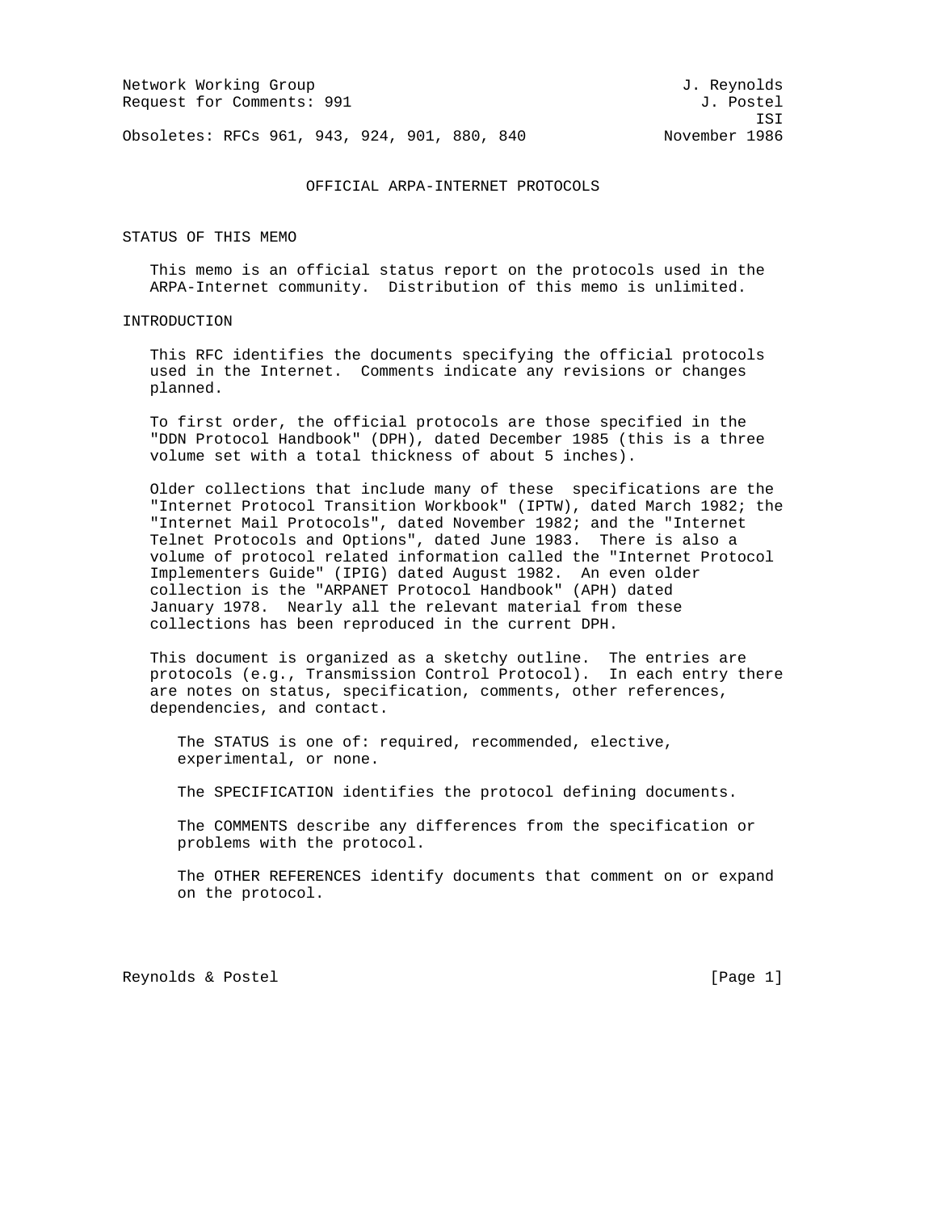Network Working Group J. Reynolds
Request for Comments: 991 J. Postel
ISI
Obsoletes: RFCs 961, 943, 924, 901, 880, 840 November 1986

# OFFICIAL ARPA-INTERNET PROTOCOLS

## STATUS OF THIS MEMO

This memo is an official status report on the protocols used in the ARPA-Internet community. Distribution of this memo is unlimited.

## INTRODUCTION

This RFC identifies the documents specifying the official protocols used in the Internet. Comments indicate any revisions or changes planned.

To first order, the official protocols are those specified in the "DDN Protocol Handbook" (DPH), dated December 1985 (this is a three volume set with a total thickness of about 5 inches).

Older collections that include many of these specifications are the "Internet Protocol Transition Workbook" (IPTW), dated March 1982; the "Internet Mail Protocols", dated November 1982; and the "Internet Telnet Protocols and Options", dated June 1983. There is also a volume of protocol related information called the "Internet Protocol Implementers Guide" (IPIG) dated August 1982. An even older collection is the "ARPANET Protocol Handbook" (APH) dated January 1978. Nearly all the relevant material from these collections has been reproduced in the current DPH.

This document is organized as a sketchy outline. The entries are protocols (e.g., Transmission Control Protocol). In each entry there are notes on status, specification, comments, other references, dependencies, and contact.

The STATUS is one of: required, recommended, elective, experimental, or none.

The SPECIFICATION identifies the protocol defining documents.

The COMMENTS describe any differences from the specification or problems with the protocol.

The OTHER REFERENCES identify documents that comment on or expand on the protocol.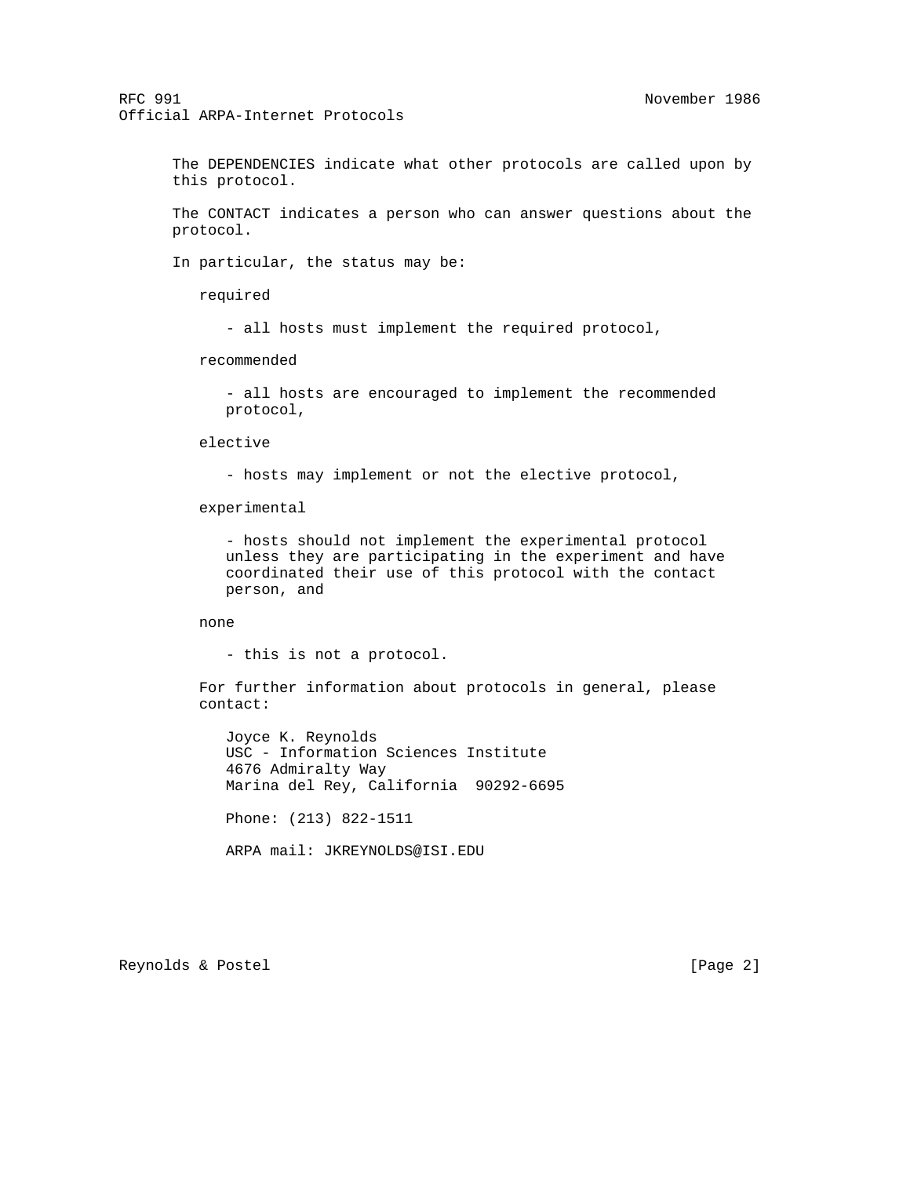The DEPENDENCIES indicate what other protocols are called upon by this protocol.

The CONTACT indicates a person who can answer questions about the protocol.

In particular, the status may be:

required

- all hosts must implement the required protocol,

recommended

- all hosts are encouraged to implement the recommended protocol,

elective

- hosts may implement or not the elective protocol,

experimental

- hosts should not implement the experimental protocol unless they are participating in the experiment and have coordinated their use of this protocol with the contact person, and

none

- this is not a protocol.

For further information about protocols in general, please contact:

Joyce K. Reynolds
USC - Information Sciences Institute
4676 Admiralty Way
Marina del Rey, California  90292-6695

Phone: (213) 822-1511

ARPA mail: JKREYNOLDS@ISI.EDU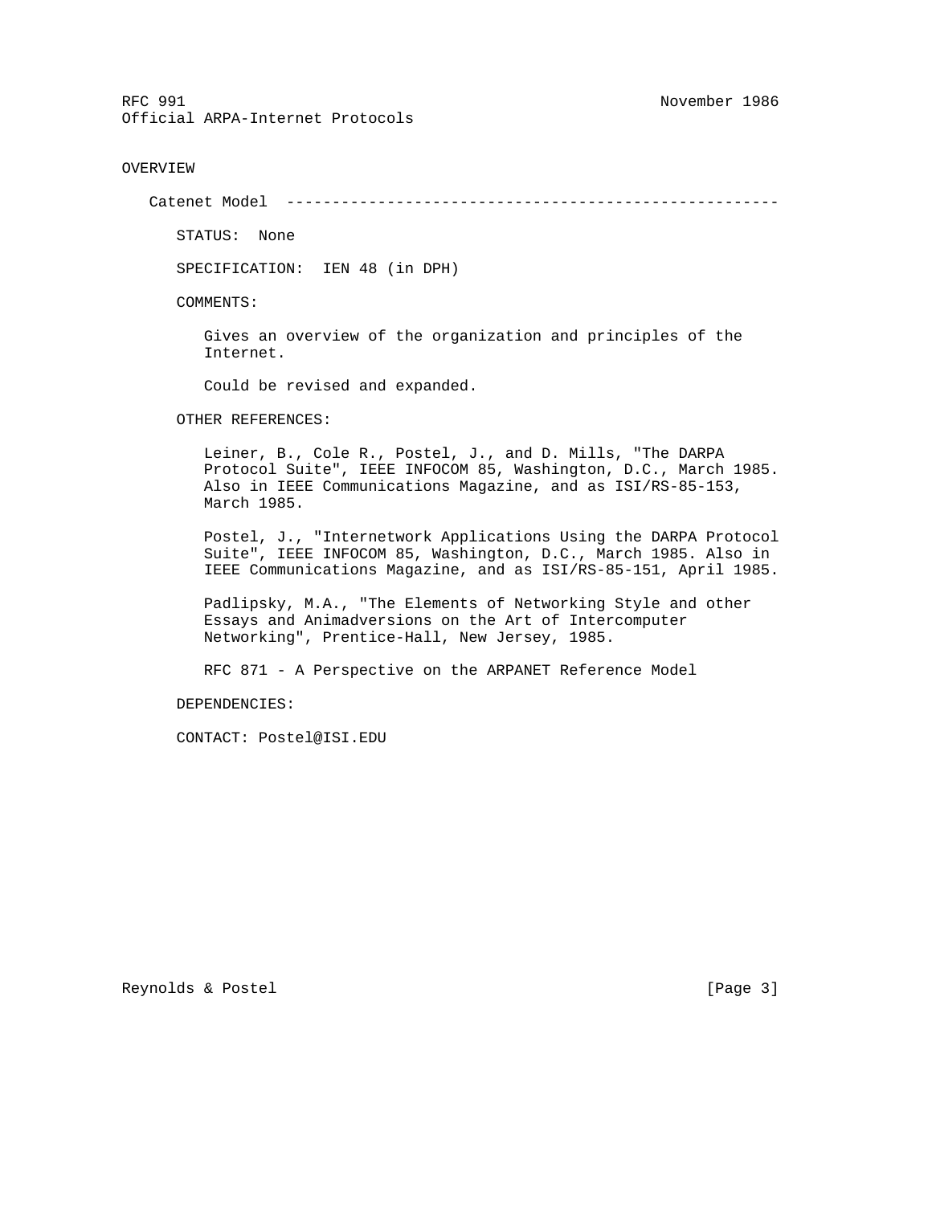## OVERVIEW

### Catenet Model

STATUS: None

SPECIFICATION: IEN 48 (in DPH)

COMMENTS:

Gives an overview of the organization and principles of the Internet.

Could be revised and expanded.

OTHER REFERENCES:

Leiner, B., Cole R., Postel, J., and D. Mills, "The DARPA Protocol Suite", IEEE INFOCOM 85, Washington, D.C., March 1985. Also in IEEE Communications Magazine, and as ISI/RS-85-153, March 1985.

Postel, J., "Internetwork Applications Using the DARPA Protocol Suite", IEEE INFOCOM 85, Washington, D.C., March 1985. Also in IEEE Communications Magazine, and as ISI/RS-85-151, April 1985.

Padlipsky, M.A., "The Elements of Networking Style and other Essays and Animadversions on the Art of Intercomputer Networking", Prentice-Hall, New Jersey, 1985.

RFC 871 - A Perspective on the ARPANET Reference Model

DEPENDENCIES:

CONTACT: Postel@ISI.EDU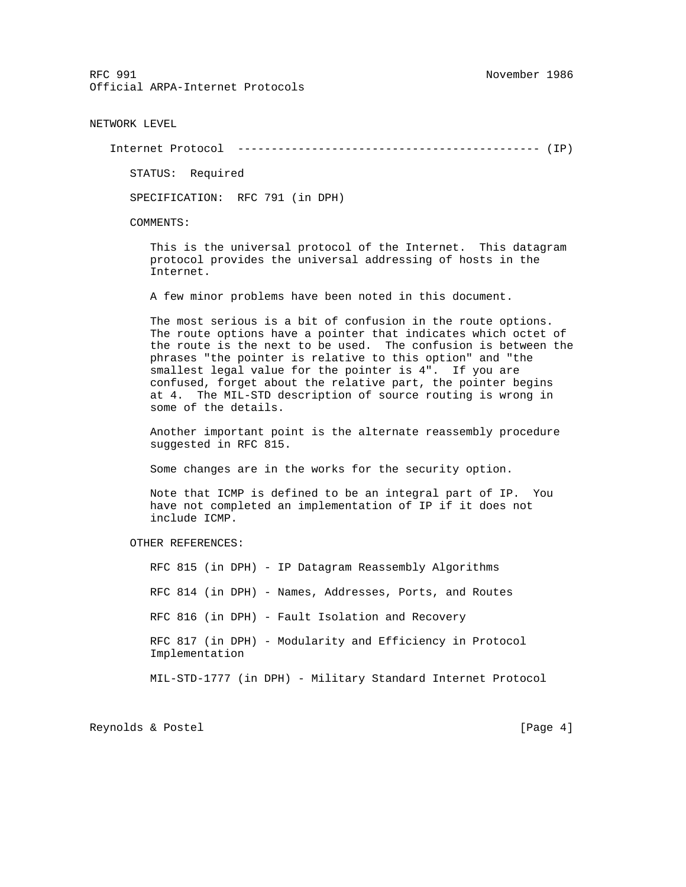## NETWORK LEVEL

### Internet Protocol --------------------------------------------- (IP)

STATUS: Required

SPECIFICATION: RFC 791 (in DPH)

COMMENTS:

This is the universal protocol of the Internet. This datagram protocol provides the universal addressing of hosts in the Internet.

A few minor problems have been noted in this document.

The most serious is a bit of confusion in the route options. The route options have a pointer that indicates which octet of the route is the next to be used. The confusion is between the phrases "the pointer is relative to this option" and "the smallest legal value for the pointer is 4". If you are confused, forget about the relative part, the pointer begins at 4. The MIL-STD description of source routing is wrong in some of the details.

Another important point is the alternate reassembly procedure suggested in RFC 815.

Some changes are in the works for the security option.

Note that ICMP is defined to be an integral part of IP. You have not completed an implementation of IP if it does not include ICMP.

OTHER REFERENCES:

RFC 815 (in DPH) - IP Datagram Reassembly Algorithms

RFC 814 (in DPH) - Names, Addresses, Ports, and Routes

RFC 816 (in DPH) - Fault Isolation and Recovery

RFC 817 (in DPH) - Modularity and Efficiency in Protocol Implementation

MIL-STD-1777 (in DPH) - Military Standard Internet Protocol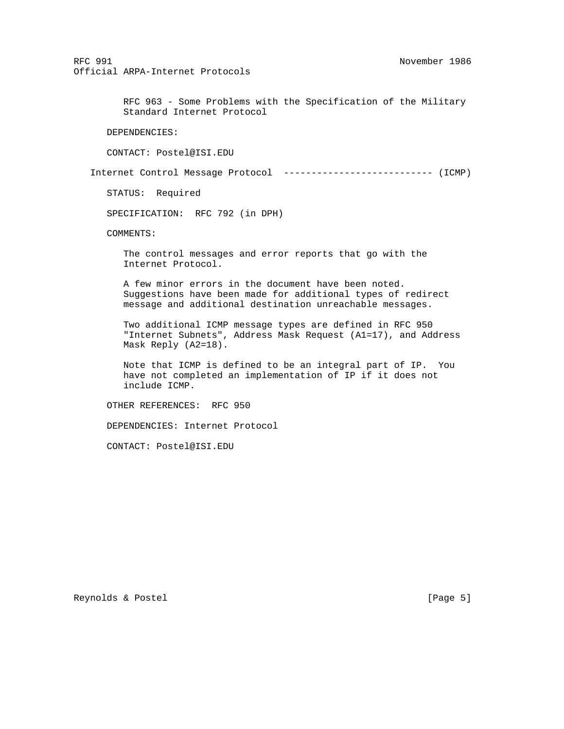RFC 963 - Some Problems with the Specification of the Military Standard Internet Protocol

DEPENDENCIES:

CONTACT: Postel@ISI.EDU

## Internet Control Message Protocol --------------------------- (ICMP)

STATUS: Required

SPECIFICATION: RFC 792 (in DPH)

COMMENTS:

The control messages and error reports that go with the Internet Protocol.

A few minor errors in the document have been noted. Suggestions have been made for additional types of redirect message and additional destination unreachable messages.

Two additional ICMP message types are defined in RFC 950 "Internet Subnets", Address Mask Request (A1=17), and Address Mask Reply (A2=18).

Note that ICMP is defined to be an integral part of IP. You have not completed an implementation of IP if it does not include ICMP.

OTHER REFERENCES: RFC 950

DEPENDENCIES: Internet Protocol

CONTACT: Postel@ISI.EDU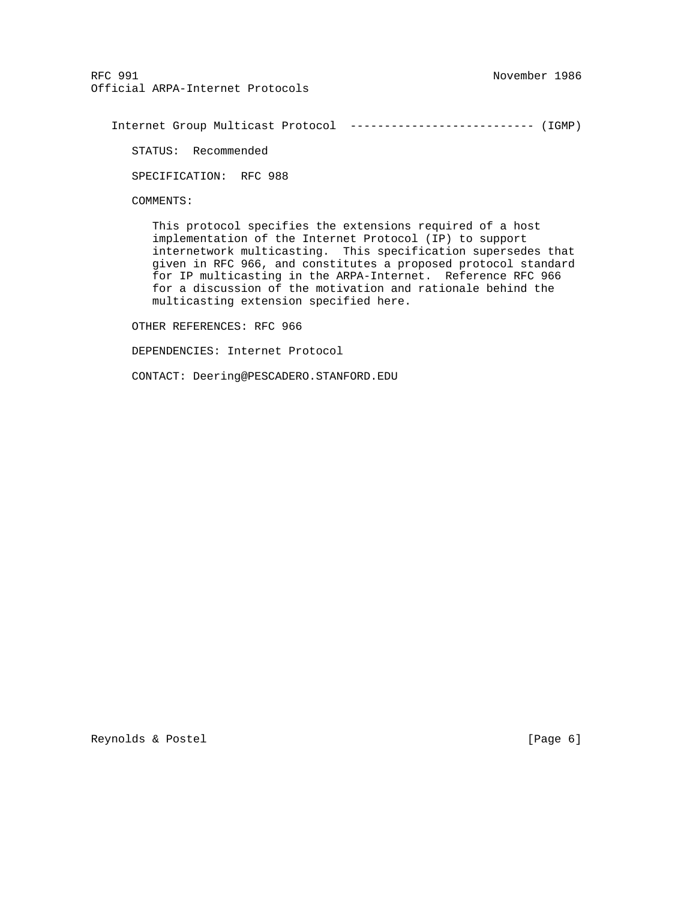Internet Group Multicast Protocol --------------------------- (IGMP)

STATUS: Recommended

SPECIFICATION: RFC 988

COMMENTS:

This protocol specifies the extensions required of a host implementation of the Internet Protocol (IP) to support internetwork multicasting. This specification supersedes that given in RFC 966, and constitutes a proposed protocol standard for IP multicasting in the ARPA-Internet. Reference RFC 966 for a discussion of the motivation and rationale behind the multicasting extension specified here.

OTHER REFERENCES: RFC 966

DEPENDENCIES: Internet Protocol

CONTACT: Deering@PESCADERO.STANFORD.EDU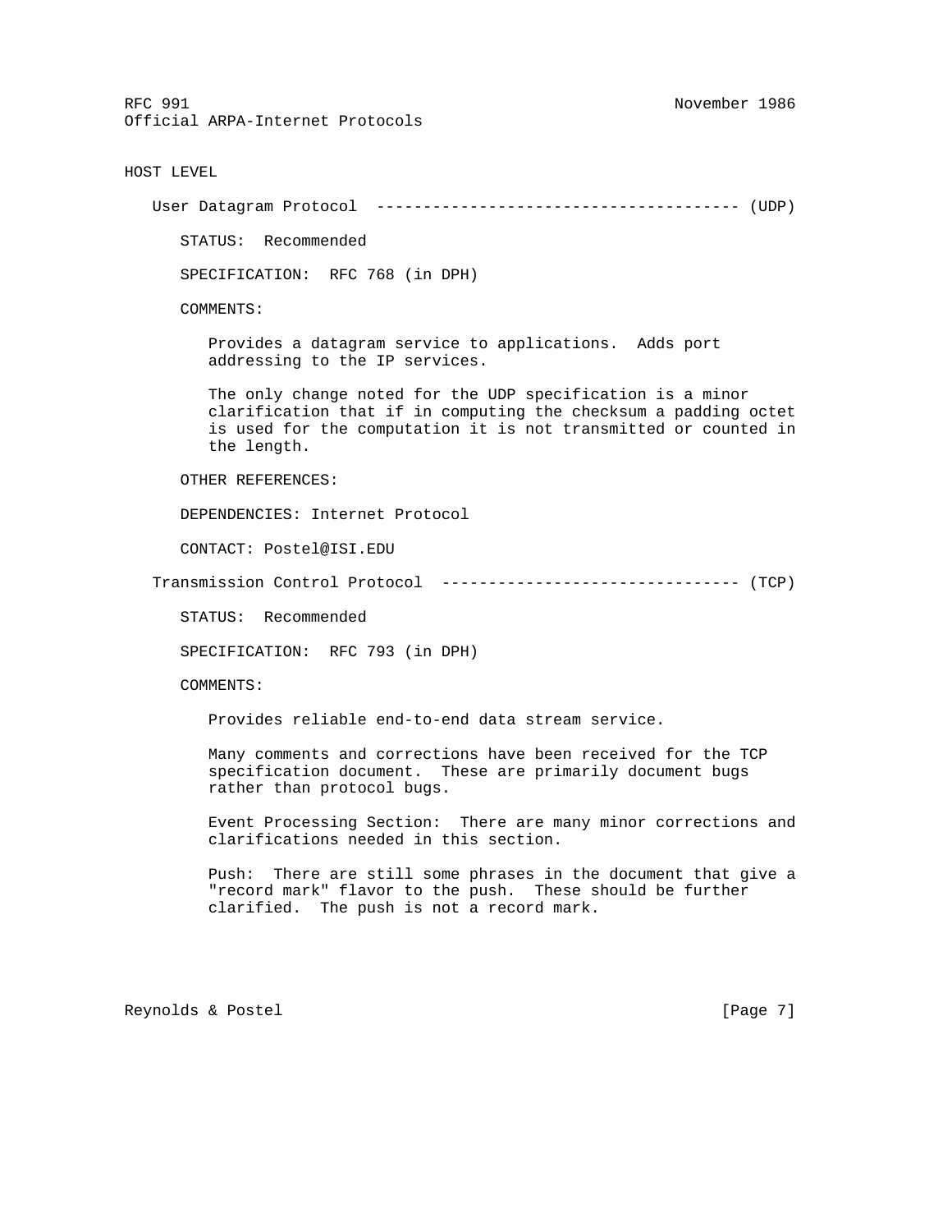## HOST LEVEL

### User Datagram Protocol -------------------------------------- (UDP)

STATUS: Recommended

SPECIFICATION: RFC 768 (in DPH)

COMMENTS:

Provides a datagram service to applications. Adds port addressing to the IP services.

The only change noted for the UDP specification is a minor clarification that if in computing the checksum a padding octet is used for the computation it is not transmitted or counted in the length.

OTHER REFERENCES:

DEPENDENCIES: Internet Protocol

CONTACT: Postel@ISI.EDU

### Transmission Control Protocol -------------------------------- (TCP)

STATUS: Recommended

SPECIFICATION: RFC 793 (in DPH)

COMMENTS:

Provides reliable end-to-end data stream service.

Many comments and corrections have been received for the TCP specification document. These are primarily document bugs rather than protocol bugs.

Event Processing Section: There are many minor corrections and clarifications needed in this section.

Push: There are still some phrases in the document that give a "record mark" flavor to the push. These should be further clarified. The push is not a record mark.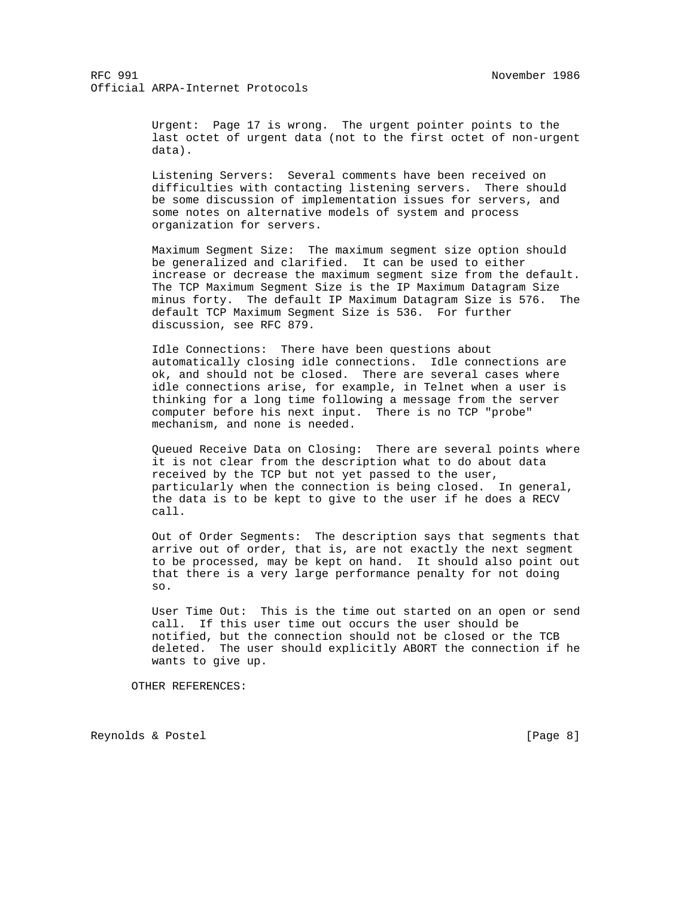Urgent: Page 17 is wrong. The urgent pointer points to the last octet of urgent data (not to the first octet of non-urgent data).

Listening Servers: Several comments have been received on difficulties with contacting listening servers. There should be some discussion of implementation issues for servers, and some notes on alternative models of system and process organization for servers.

Maximum Segment Size: The maximum segment size option should be generalized and clarified. It can be used to either increase or decrease the maximum segment size from the default. The TCP Maximum Segment Size is the IP Maximum Datagram Size minus forty. The default IP Maximum Datagram Size is 576. The default TCP Maximum Segment Size is 536. For further discussion, see RFC 879.

Idle Connections: There have been questions about automatically closing idle connections. Idle connections are ok, and should not be closed. There are several cases where idle connections arise, for example, in Telnet when a user is thinking for a long time following a message from the server computer before his next input. There is no TCP "probe" mechanism, and none is needed.

Queued Receive Data on Closing: There are several points where it is not clear from the description what to do about data received by the TCP but not yet passed to the user, particularly when the connection is being closed. In general, the data is to be kept to give to the user if he does a RECV call.

Out of Order Segments: The description says that segments that arrive out of order, that is, are not exactly the next segment to be processed, may be kept on hand. It should also point out that there is a very large performance penalty for not doing so.

User Time Out: This is the time out started on an open or send call. If this user time out occurs the user should be notified, but the connection should not be closed or the TCB deleted. The user should explicitly ABORT the connection if he wants to give up.

OTHER REFERENCES: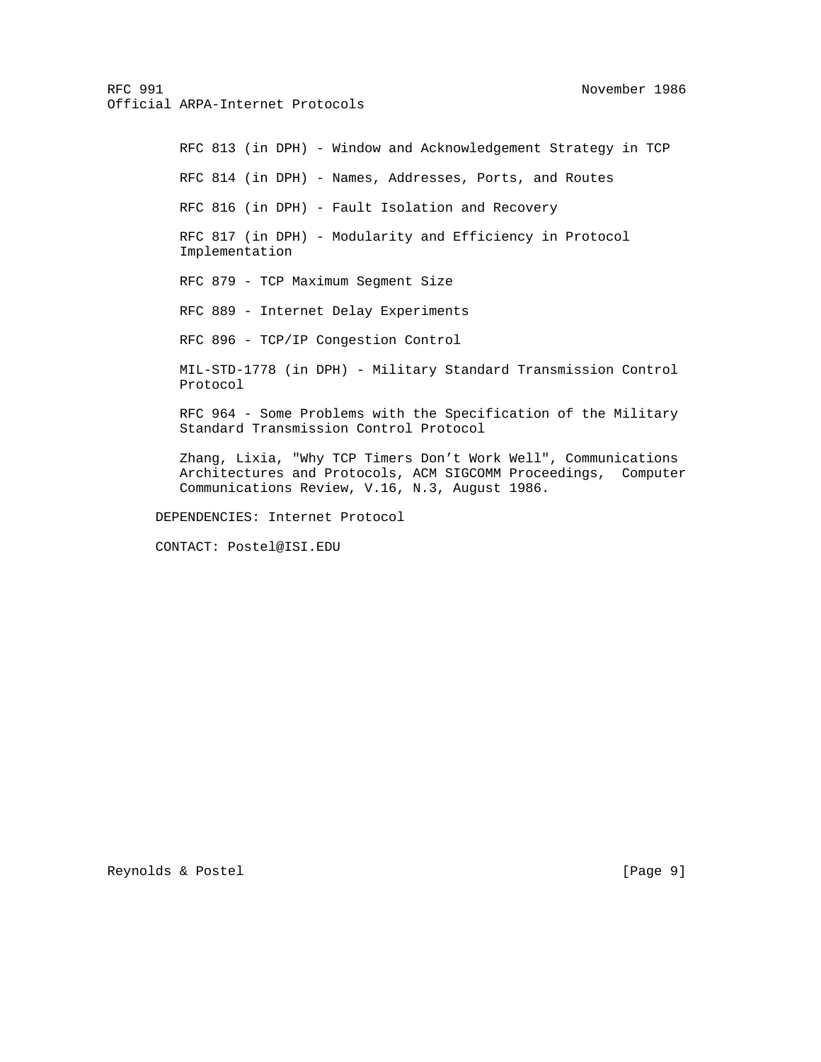RFC 813 (in DPH) - Window and Acknowledgement Strategy in TCP

RFC 814 (in DPH) - Names, Addresses, Ports, and Routes

RFC 816 (in DPH) - Fault Isolation and Recovery

RFC 817 (in DPH) - Modularity and Efficiency in Protocol Implementation

RFC 879 - TCP Maximum Segment Size

RFC 889 - Internet Delay Experiments

RFC 896 - TCP/IP Congestion Control

MIL-STD-1778 (in DPH) - Military Standard Transmission Control Protocol

RFC 964 - Some Problems with the Specification of the Military Standard Transmission Control Protocol

Zhang, Lixia, "Why TCP Timers Don't Work Well", Communications Architectures and Protocols, ACM SIGCOMM Proceedings, Computer Communications Review, V.16, N.3, August 1986.

DEPENDENCIES: Internet Protocol

CONTACT: Postel@ISI.EDU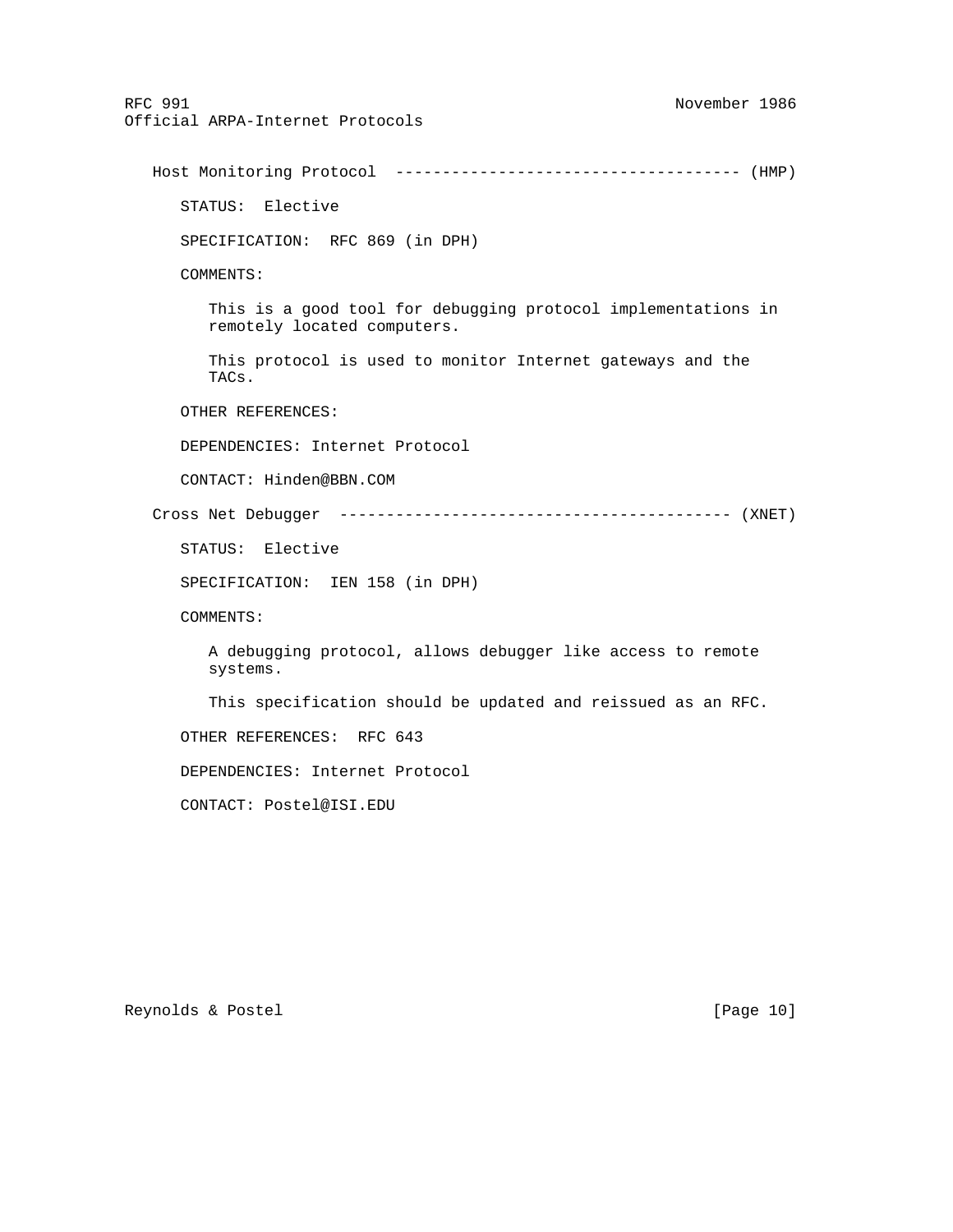## Host Monitoring Protocol ------------------------------------ (HMP)

STATUS: Elective

SPECIFICATION: RFC 869 (in DPH)

COMMENTS:

This is a good tool for debugging protocol implementations in remotely located computers.

This protocol is used to monitor Internet gateways and the TACs.

OTHER REFERENCES:

DEPENDENCIES: Internet Protocol

CONTACT: Hinden@BBN.COM

## Cross Net Debugger ----------------------------------------- (XNET)

STATUS: Elective

SPECIFICATION: IEN 158 (in DPH)

COMMENTS:

A debugging protocol, allows debugger like access to remote systems.

This specification should be updated and reissued as an RFC.

OTHER REFERENCES: RFC 643

DEPENDENCIES: Internet Protocol

CONTACT: Postel@ISI.EDU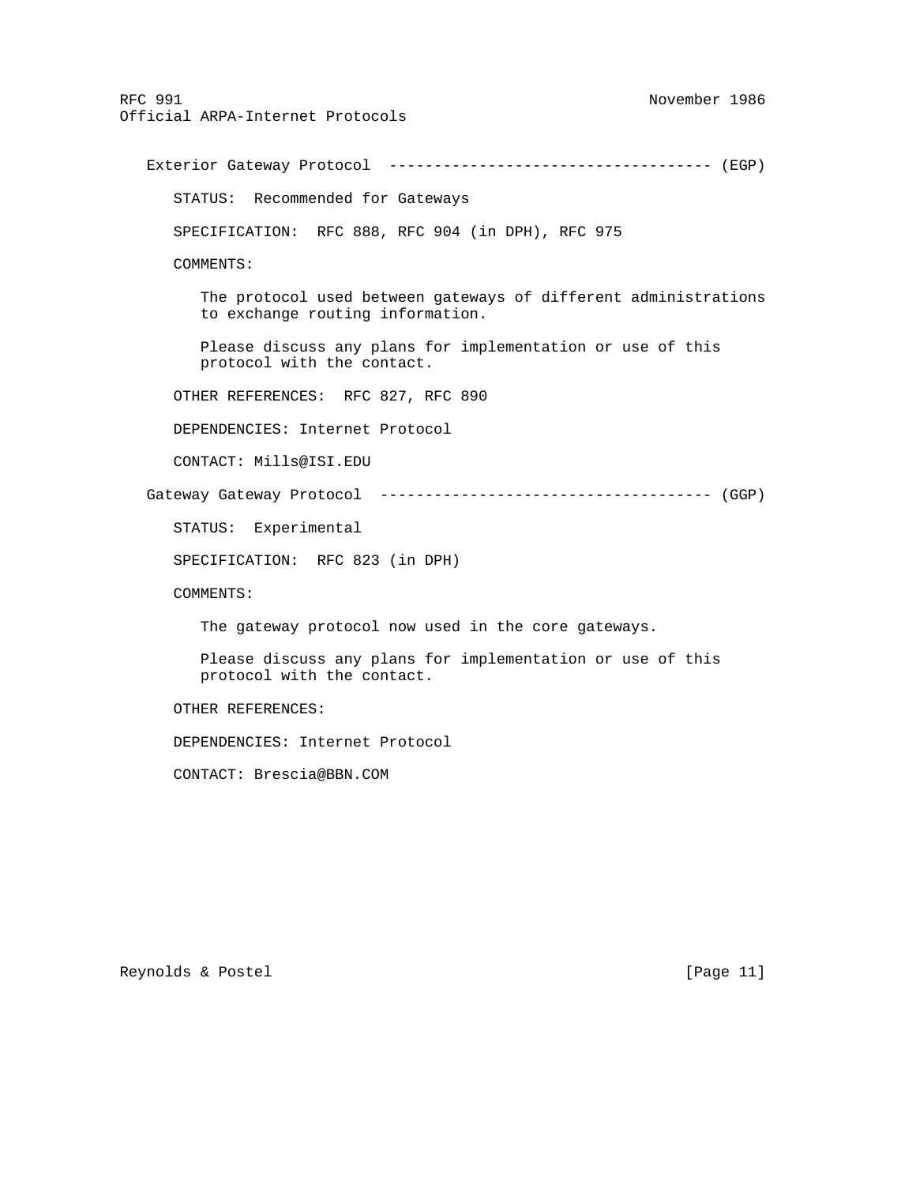## Exterior Gateway Protocol ------------------------------------ (EGP)

STATUS: Recommended for Gateways

SPECIFICATION: RFC 888, RFC 904 (in DPH), RFC 975

COMMENTS:

The protocol used between gateways of different administrations to exchange routing information.

Please discuss any plans for implementation or use of this protocol with the contact.

OTHER REFERENCES: RFC 827, RFC 890

DEPENDENCIES: Internet Protocol

CONTACT: Mills@ISI.EDU

## Gateway Gateway Protocol ------------------------------------- (GGP)

STATUS: Experimental

SPECIFICATION: RFC 823 (in DPH)

COMMENTS:

The gateway protocol now used in the core gateways.

Please discuss any plans for implementation or use of this protocol with the contact.

OTHER REFERENCES:

DEPENDENCIES: Internet Protocol

CONTACT: Brescia@BBN.COM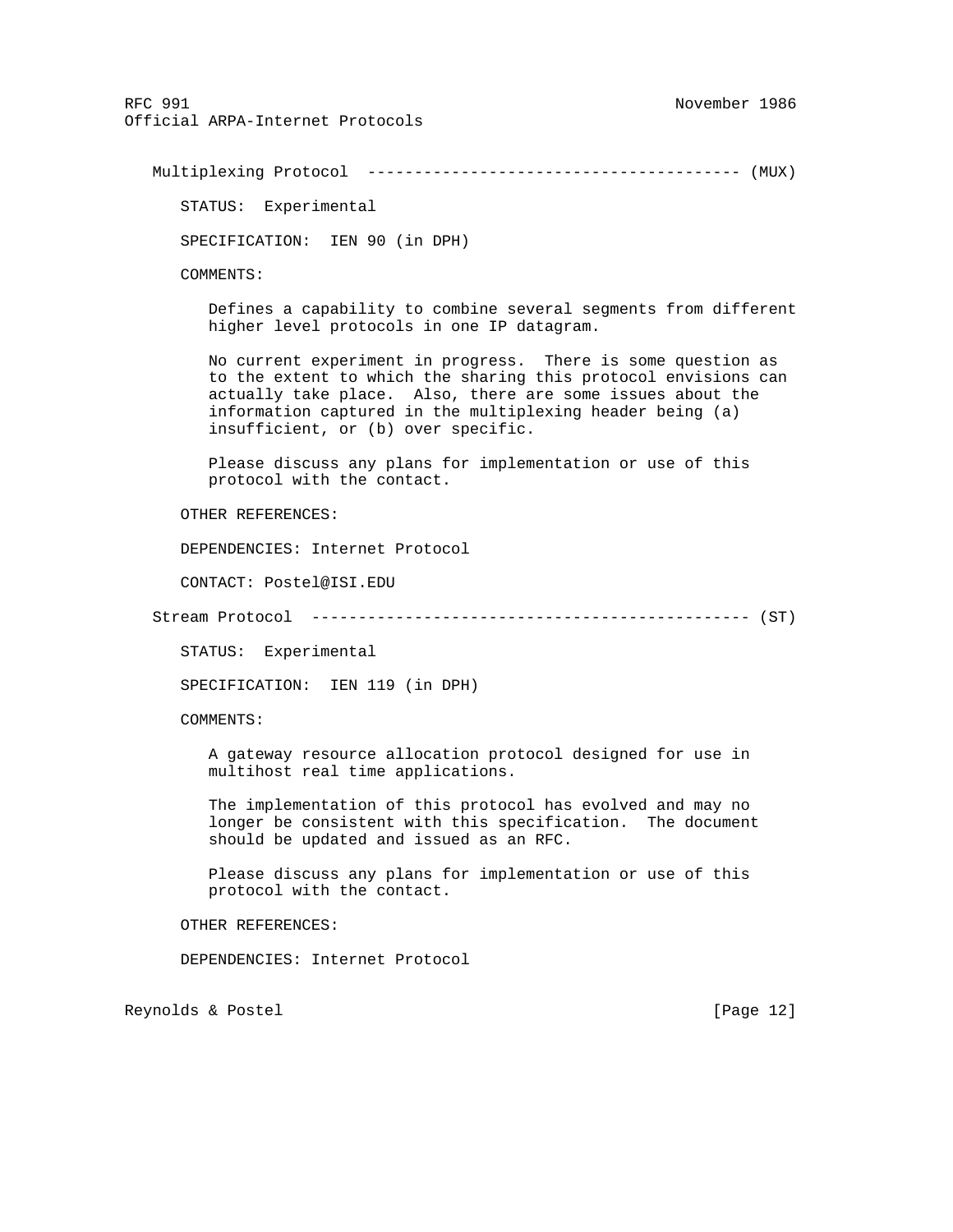### Multiplexing Protocol --------------------------------------- (MUX)

STATUS: Experimental

SPECIFICATION: IEN 90 (in DPH)

COMMENTS:

Defines a capability to combine several segments from different higher level protocols in one IP datagram.

No current experiment in progress. There is some question as to the extent to which the sharing this protocol envisions can actually take place. Also, there are some issues about the information captured in the multiplexing header being (a) insufficient, or (b) over specific.

Please discuss any plans for implementation or use of this protocol with the contact.

OTHER REFERENCES:

DEPENDENCIES: Internet Protocol

CONTACT: Postel@ISI.EDU

### Stream Protocol ----------------------------------------------- (ST)

STATUS: Experimental

SPECIFICATION: IEN 119 (in DPH)

COMMENTS:

A gateway resource allocation protocol designed for use in multihost real time applications.

The implementation of this protocol has evolved and may no longer be consistent with this specification. The document should be updated and issued as an RFC.

Please discuss any plans for implementation or use of this protocol with the contact.

OTHER REFERENCES:

DEPENDENCIES: Internet Protocol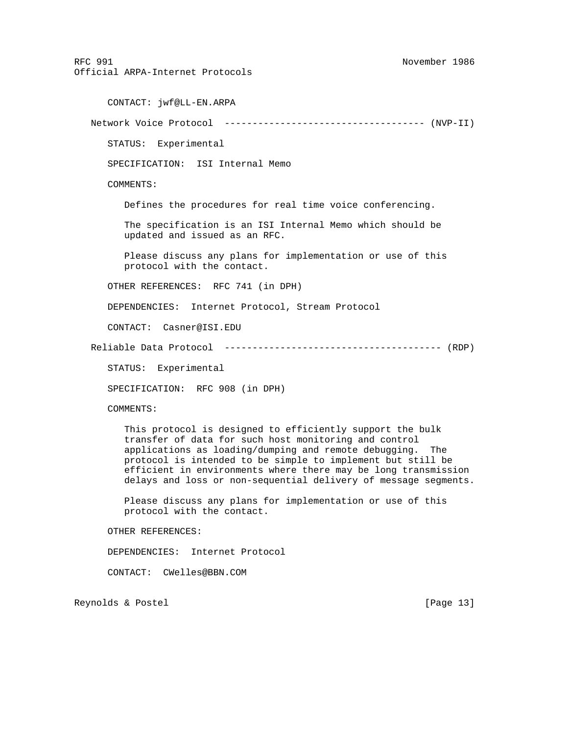CONTACT: jwf@LL-EN.ARPA

### Network Voice Protocol ------------------------------------ (NVP-II)

STATUS: Experimental

SPECIFICATION: ISI Internal Memo

COMMENTS:

Defines the procedures for real time voice conferencing.

The specification is an ISI Internal Memo which should be updated and issued as an RFC.

Please discuss any plans for implementation or use of this protocol with the contact.

OTHER REFERENCES: RFC 741 (in DPH)

DEPENDENCIES: Internet Protocol, Stream Protocol

CONTACT: Casner@ISI.EDU

### Reliable Data Protocol --------------------------------------- (RDP)

STATUS: Experimental

SPECIFICATION: RFC 908 (in DPH)

COMMENTS:

This protocol is designed to efficiently support the bulk transfer of data for such host monitoring and control applications as loading/dumping and remote debugging. The protocol is intended to be simple to implement but still be efficient in environments where there may be long transmission delays and loss or non-sequential delivery of message segments.

Please discuss any plans for implementation or use of this protocol with the contact.

OTHER REFERENCES:

DEPENDENCIES: Internet Protocol

CONTACT: CWelles@BBN.COM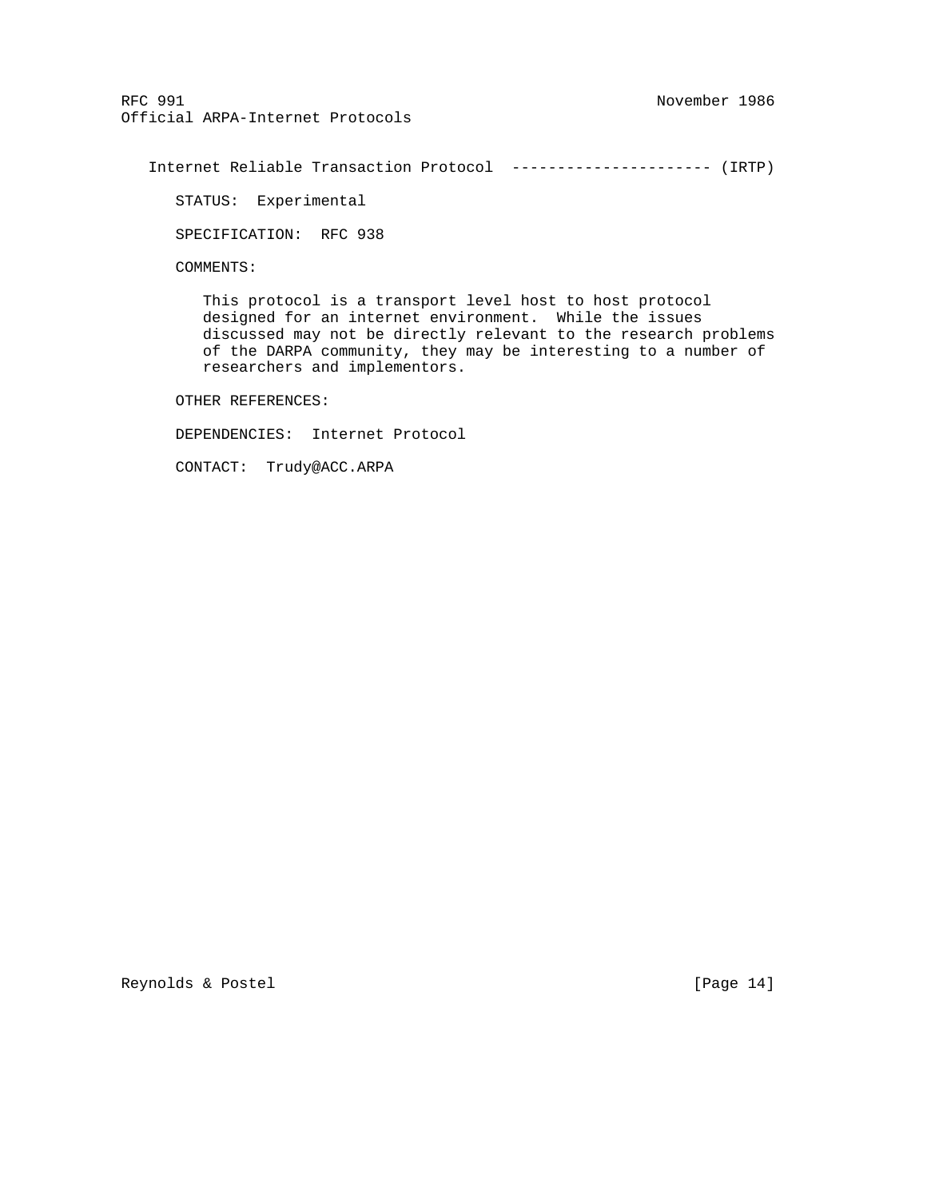### Internet Reliable Transaction Protocol ---------------------- (IRTP)

STATUS: Experimental

SPECIFICATION: RFC 938

COMMENTS:

This protocol is a transport level host to host protocol designed for an internet environment. While the issues discussed may not be directly relevant to the research problems of the DARPA community, they may be interesting to a number of researchers and implementors.

OTHER REFERENCES:

DEPENDENCIES: Internet Protocol

CONTACT: Trudy@ACC.ARPA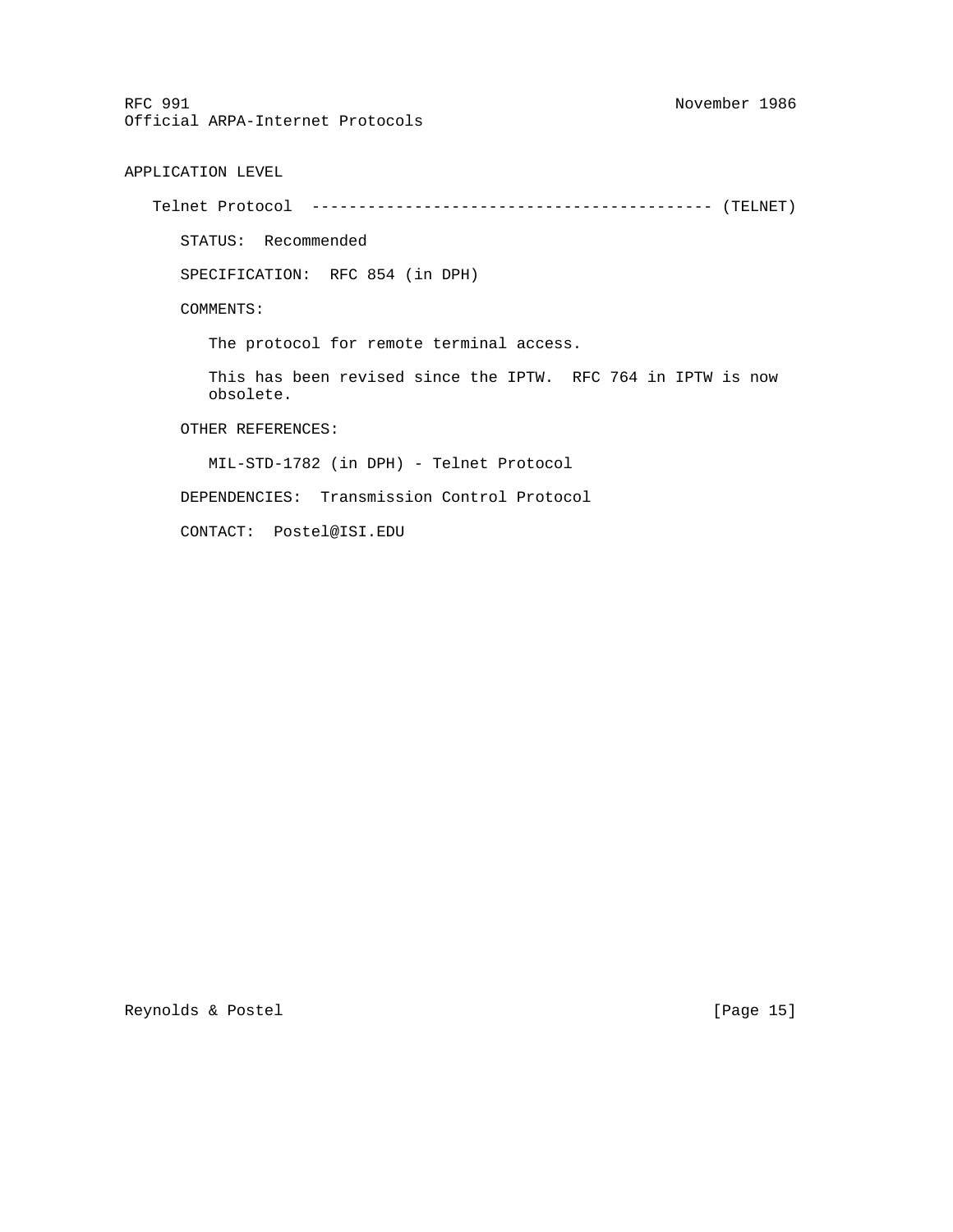## APPLICATION LEVEL

### Telnet Protocol ------------------------------------------ (TELNET)

STATUS: Recommended

SPECIFICATION: RFC 854 (in DPH)

COMMENTS:

The protocol for remote terminal access.

This has been revised since the IPTW. RFC 764 in IPTW is now obsolete.

OTHER REFERENCES:

MIL-STD-1782 (in DPH) - Telnet Protocol

DEPENDENCIES: Transmission Control Protocol

CONTACT: Postel@ISI.EDU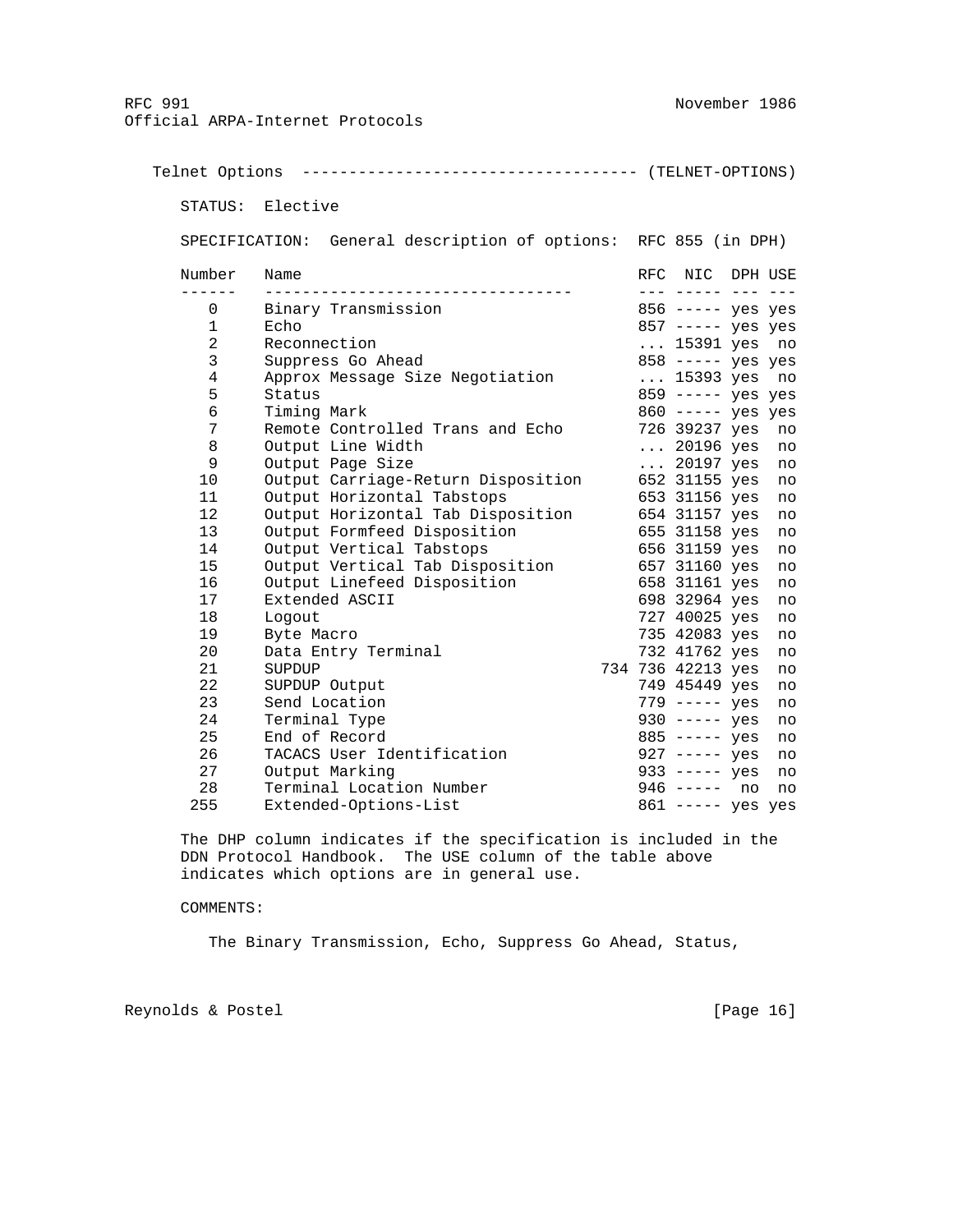Telnet Options ----------------------------------- (TELNET-OPTIONS)

STATUS: Elective

SPECIFICATION: General description of options: RFC 855 (in DPH)

| Number | Name | RFC | NIC | DPH | USE |
|---|---|---|---|---|---|
| 0 | Binary Transmission | 856 | ----- | yes | yes |
| 1 | Echo | 857 | ----- | yes | yes |
| 2 | Reconnection | ... | 15391 | yes | no |
| 3 | Suppress Go Ahead | 858 | ----- | yes | yes |
| 4 | Approx Message Size Negotiation | ... | 15393 | yes | no |
| 5 | Status | 859 | ----- | yes | yes |
| 6 | Timing Mark | 860 | ----- | yes | yes |
| 7 | Remote Controlled Trans and Echo | 726 | 39237 | yes | no |
| 8 | Output Line Width | ... | 20196 | yes | no |
| 9 | Output Page Size | ... | 20197 | yes | no |
| 10 | Output Carriage-Return Disposition | 652 | 31155 | yes | no |
| 11 | Output Horizontal Tabstops | 653 | 31156 | yes | no |
| 12 | Output Horizontal Tab Disposition | 654 | 31157 | yes | no |
| 13 | Output Formfeed Disposition | 655 | 31158 | yes | no |
| 14 | Output Vertical Tabstops | 656 | 31159 | yes | no |
| 15 | Output Vertical Tab Disposition | 657 | 31160 | yes | no |
| 16 | Output Linefeed Disposition | 658 | 31161 | yes | no |
| 17 | Extended ASCII | 698 | 32964 | yes | no |
| 18 | Logout | 727 | 40025 | yes | no |
| 19 | Byte Macro | 735 | 42083 | yes | no |
| 20 | Data Entry Terminal | 732 | 41762 | yes | no |
| 21 | SUPDUP | 734 736 | 42213 | yes | no |
| 22 | SUPDUP Output | 749 | 45449 | yes | no |
| 23 | Send Location | 779 | ----- | yes | no |
| 24 | Terminal Type | 930 | ----- | yes | no |
| 25 | End of Record | 885 | ----- | yes | no |
| 26 | TACACS User Identification | 927 | ----- | yes | no |
| 27 | Output Marking | 933 | ----- | yes | no |
| 28 | Terminal Location Number | 946 | ----- | no | no |
| 255 | Extended-Options-List | 861 | ----- | yes | yes |

The DHP column indicates if the specification is included in the DDN Protocol Handbook. The USE column of the table above indicates which options are in general use.

COMMENTS:

The Binary Transmission, Echo, Suppress Go Ahead, Status,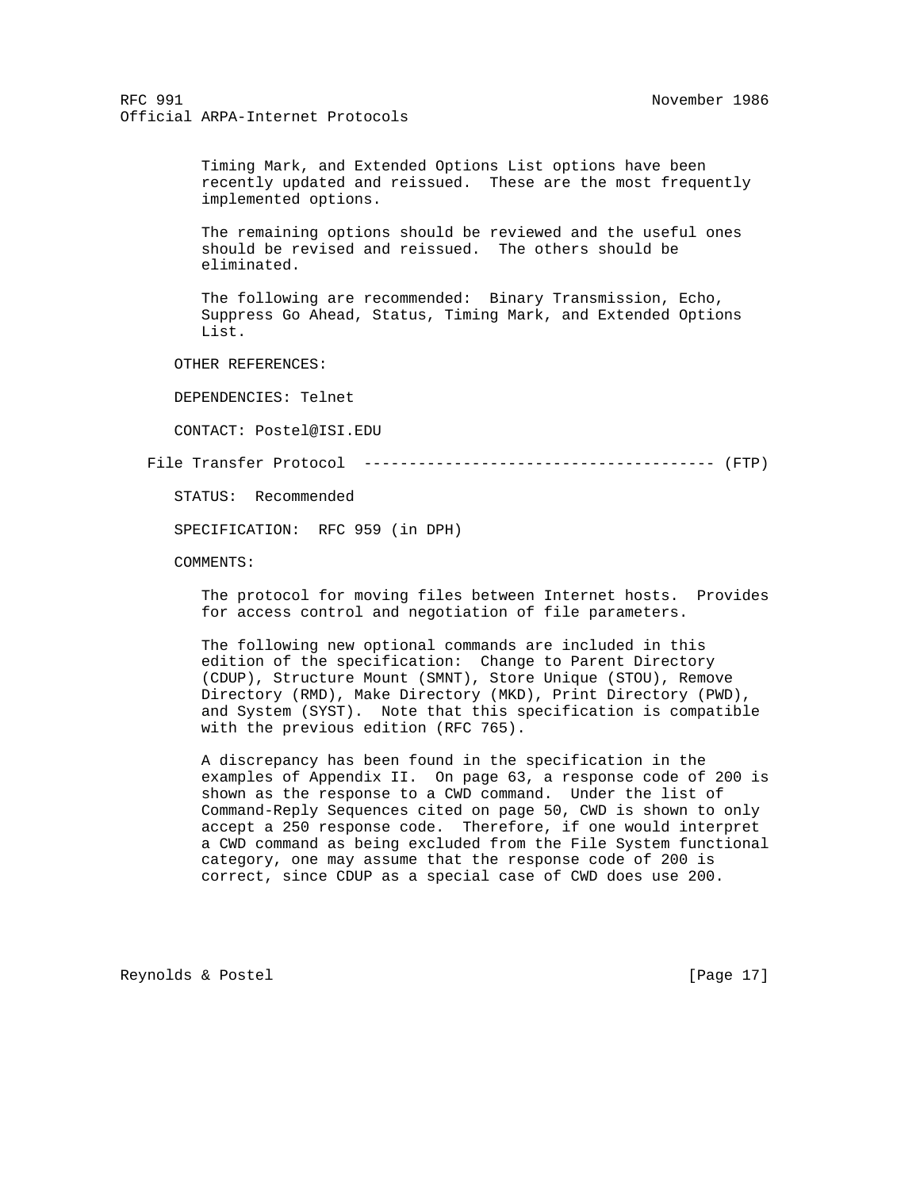Timing Mark, and Extended Options List options have been recently updated and reissued. These are the most frequently implemented options.

The remaining options should be reviewed and the useful ones should be revised and reissued. The others should be eliminated.

The following are recommended: Binary Transmission, Echo, Suppress Go Ahead, Status, Timing Mark, and Extended Options List.

OTHER REFERENCES:

DEPENDENCIES: Telnet

CONTACT: Postel@ISI.EDU

### File Transfer Protocol --------------------------------------- (FTP)

STATUS: Recommended

SPECIFICATION: RFC 959 (in DPH)

COMMENTS:

The protocol for moving files between Internet hosts. Provides for access control and negotiation of file parameters.

The following new optional commands are included in this edition of the specification: Change to Parent Directory (CDUP), Structure Mount (SMNT), Store Unique (STOU), Remove Directory (RMD), Make Directory (MKD), Print Directory (PWD), and System (SYST). Note that this specification is compatible with the previous edition (RFC 765).

A discrepancy has been found in the specification in the examples of Appendix II. On page 63, a response code of 200 is shown as the response to a CWD command. Under the list of Command-Reply Sequences cited on page 50, CWD is shown to only accept a 250 response code. Therefore, if one would interpret a CWD command as being excluded from the File System functional category, one may assume that the response code of 200 is correct, since CDUP as a special case of CWD does use 200.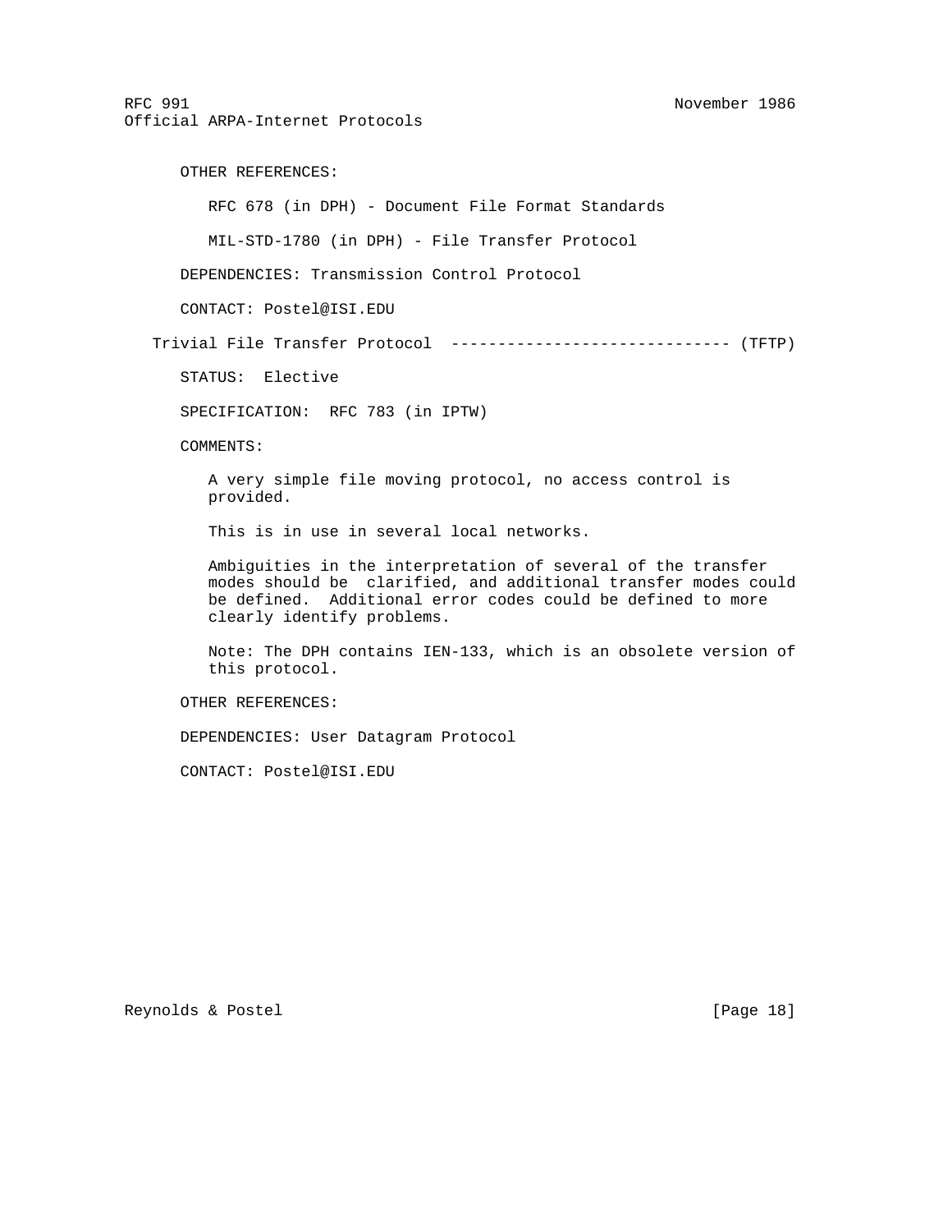OTHER REFERENCES:

RFC 678 (in DPH) - Document File Format Standards

MIL-STD-1780 (in DPH) - File Transfer Protocol

DEPENDENCIES: Transmission Control Protocol

CONTACT: Postel@ISI.EDU

### Trivial File Transfer Protocol ------------------------------ (TFTP)

STATUS: Elective

SPECIFICATION: RFC 783 (in IPTW)

COMMENTS:

A very simple file moving protocol, no access control is provided.

This is in use in several local networks.

Ambiguities in the interpretation of several of the transfer modes should be clarified, and additional transfer modes could be defined. Additional error codes could be defined to more clearly identify problems.

Note: The DPH contains IEN-133, which is an obsolete version of this protocol.

OTHER REFERENCES:

DEPENDENCIES: User Datagram Protocol

CONTACT: Postel@ISI.EDU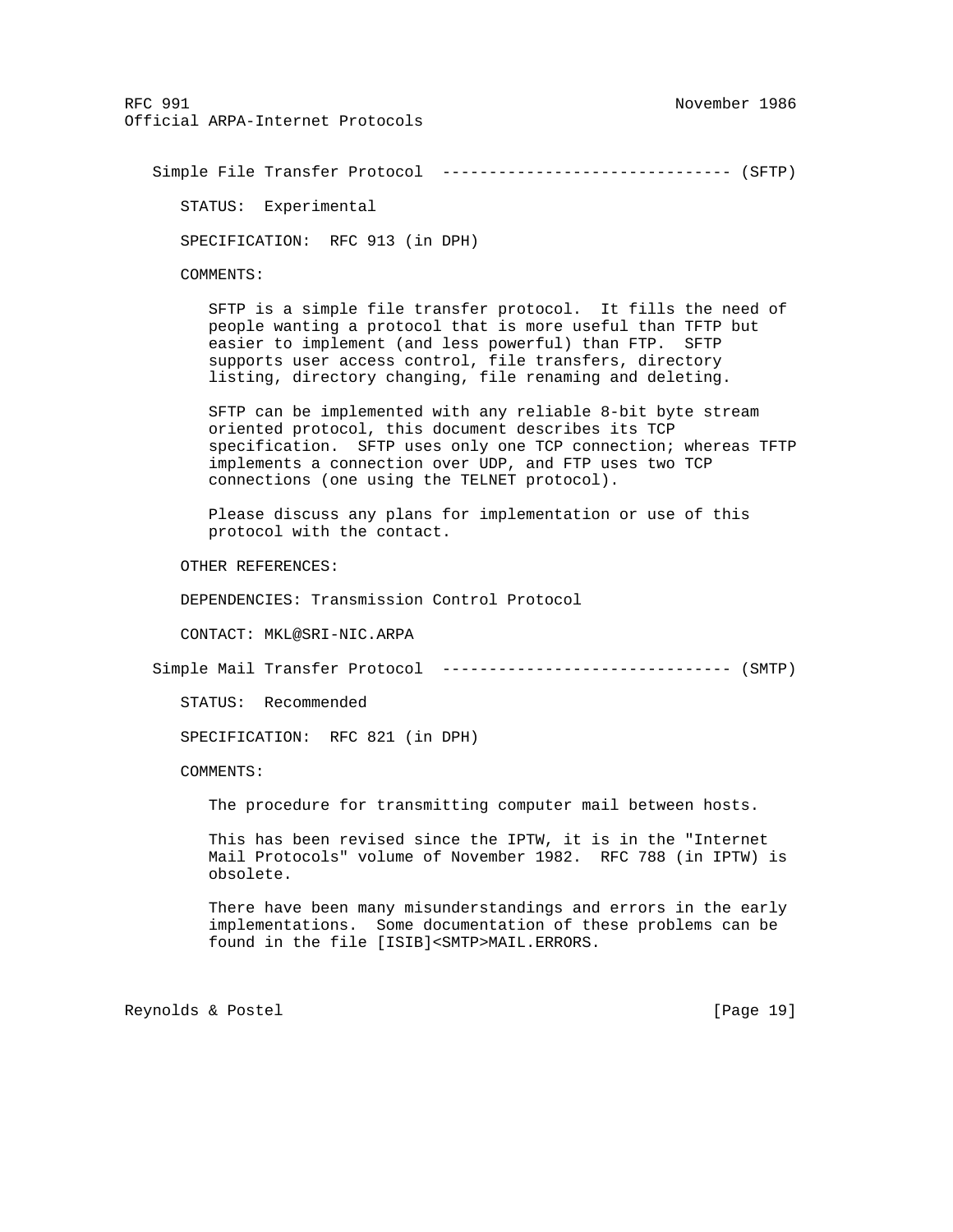### Simple File Transfer Protocol ------------------------------- (SFTP)

STATUS: Experimental

SPECIFICATION: RFC 913 (in DPH)

COMMENTS:

SFTP is a simple file transfer protocol. It fills the need of people wanting a protocol that is more useful than TFTP but easier to implement (and less powerful) than FTP. SFTP supports user access control, file transfers, directory listing, directory changing, file renaming and deleting.

SFTP can be implemented with any reliable 8-bit byte stream oriented protocol, this document describes its TCP specification. SFTP uses only one TCP connection; whereas TFTP implements a connection over UDP, and FTP uses two TCP connections (one using the TELNET protocol).

Please discuss any plans for implementation or use of this protocol with the contact.

OTHER REFERENCES:

DEPENDENCIES: Transmission Control Protocol

CONTACT: MKL@SRI-NIC.ARPA

### Simple Mail Transfer Protocol ------------------------------- (SMTP)

STATUS: Recommended

SPECIFICATION: RFC 821 (in DPH)

COMMENTS:

The procedure for transmitting computer mail between hosts.

This has been revised since the IPTW, it is in the "Internet Mail Protocols" volume of November 1982. RFC 788 (in IPTW) is obsolete.

There have been many misunderstandings and errors in the early implementations. Some documentation of these problems can be found in the file [ISIB]<SMTP>MAIL.ERRORS.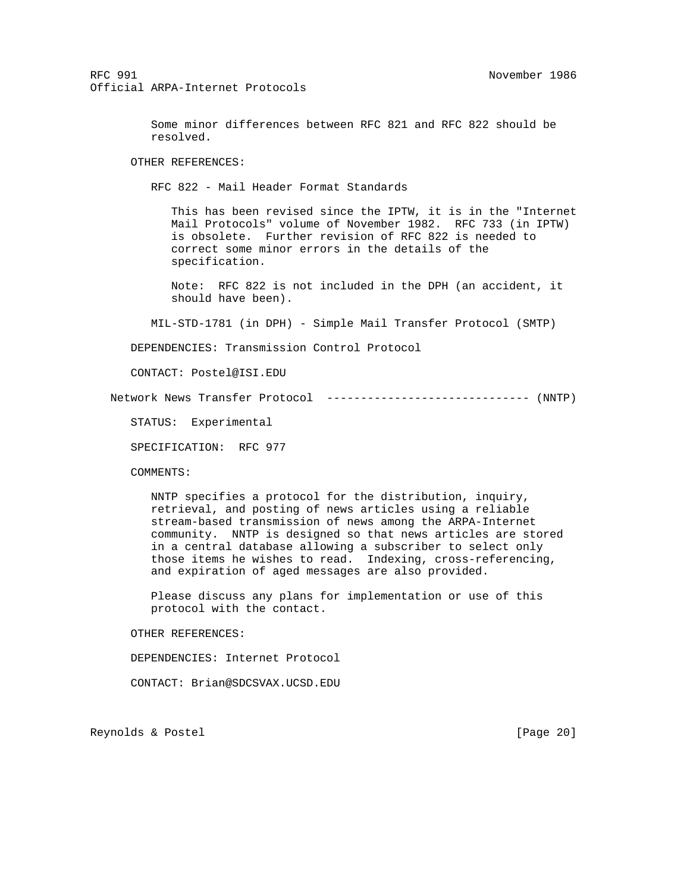Some minor differences between RFC 821 and RFC 822 should be resolved.

OTHER REFERENCES:

RFC 822 - Mail Header Format Standards

This has been revised since the IPTW, it is in the "Internet Mail Protocols" volume of November 1982. RFC 733 (in IPTW) is obsolete. Further revision of RFC 822 is needed to correct some minor errors in the details of the specification.

Note: RFC 822 is not included in the DPH (an accident, it should have been).

MIL-STD-1781 (in DPH) - Simple Mail Transfer Protocol (SMTP)

DEPENDENCIES: Transmission Control Protocol

CONTACT: Postel@ISI.EDU

## Network News Transfer Protocol ------------------------------ (NNTP)

STATUS: Experimental

SPECIFICATION: RFC 977

COMMENTS:

NNTP specifies a protocol for the distribution, inquiry, retrieval, and posting of news articles using a reliable stream-based transmission of news among the ARPA-Internet community. NNTP is designed so that news articles are stored in a central database allowing a subscriber to select only those items he wishes to read. Indexing, cross-referencing, and expiration of aged messages are also provided.

Please discuss any plans for implementation or use of this protocol with the contact.

OTHER REFERENCES:

DEPENDENCIES: Internet Protocol

CONTACT: Brian@SDCSVAX.UCSD.EDU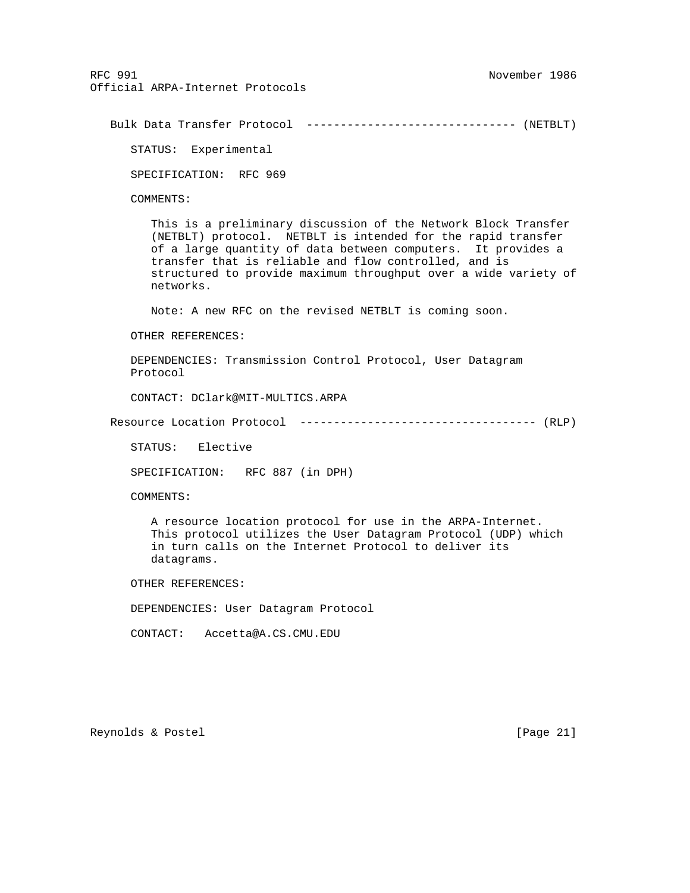### Bulk Data Transfer Protocol ------------------------------- (NETBLT)

STATUS: Experimental

SPECIFICATION: RFC 969

COMMENTS:

This is a preliminary discussion of the Network Block Transfer (NETBLT) protocol. NETBLT is intended for the rapid transfer of a large quantity of data between computers. It provides a transfer that is reliable and flow controlled, and is structured to provide maximum throughput over a wide variety of networks.

Note: A new RFC on the revised NETBLT is coming soon.

OTHER REFERENCES:

DEPENDENCIES: Transmission Control Protocol, User Datagram Protocol

CONTACT: DClark@MIT-MULTICS.ARPA

### Resource Location Protocol ----------------------------------- (RLP)

STATUS: Elective

SPECIFICATION: RFC 887 (in DPH)

COMMENTS:

A resource location protocol for use in the ARPA-Internet. This protocol utilizes the User Datagram Protocol (UDP) which in turn calls on the Internet Protocol to deliver its datagrams.

OTHER REFERENCES:

DEPENDENCIES: User Datagram Protocol

CONTACT: Accetta@A.CS.CMU.EDU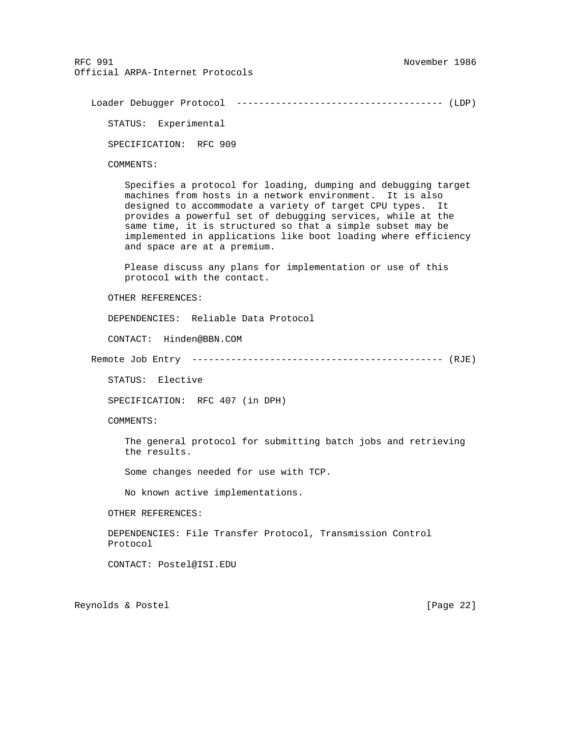### Loader Debugger Protocol ------------------------------------ (LDP)

STATUS: Experimental

SPECIFICATION: RFC 909

COMMENTS:

Specifies a protocol for loading, dumping and debugging target machines from hosts in a network environment. It is also designed to accommodate a variety of target CPU types. It provides a powerful set of debugging services, while at the same time, it is structured so that a simple subset may be implemented in applications like boot loading where efficiency and space are at a premium.

Please discuss any plans for implementation or use of this protocol with the contact.

OTHER REFERENCES:

DEPENDENCIES: Reliable Data Protocol

CONTACT: Hinden@BBN.COM

### Remote Job Entry --------------------------------------------- (RJE)

STATUS: Elective

SPECIFICATION: RFC 407 (in DPH)

COMMENTS:

The general protocol for submitting batch jobs and retrieving the results.

Some changes needed for use with TCP.

No known active implementations.

OTHER REFERENCES:

DEPENDENCIES: File Transfer Protocol, Transmission Control Protocol

CONTACT: Postel@ISI.EDU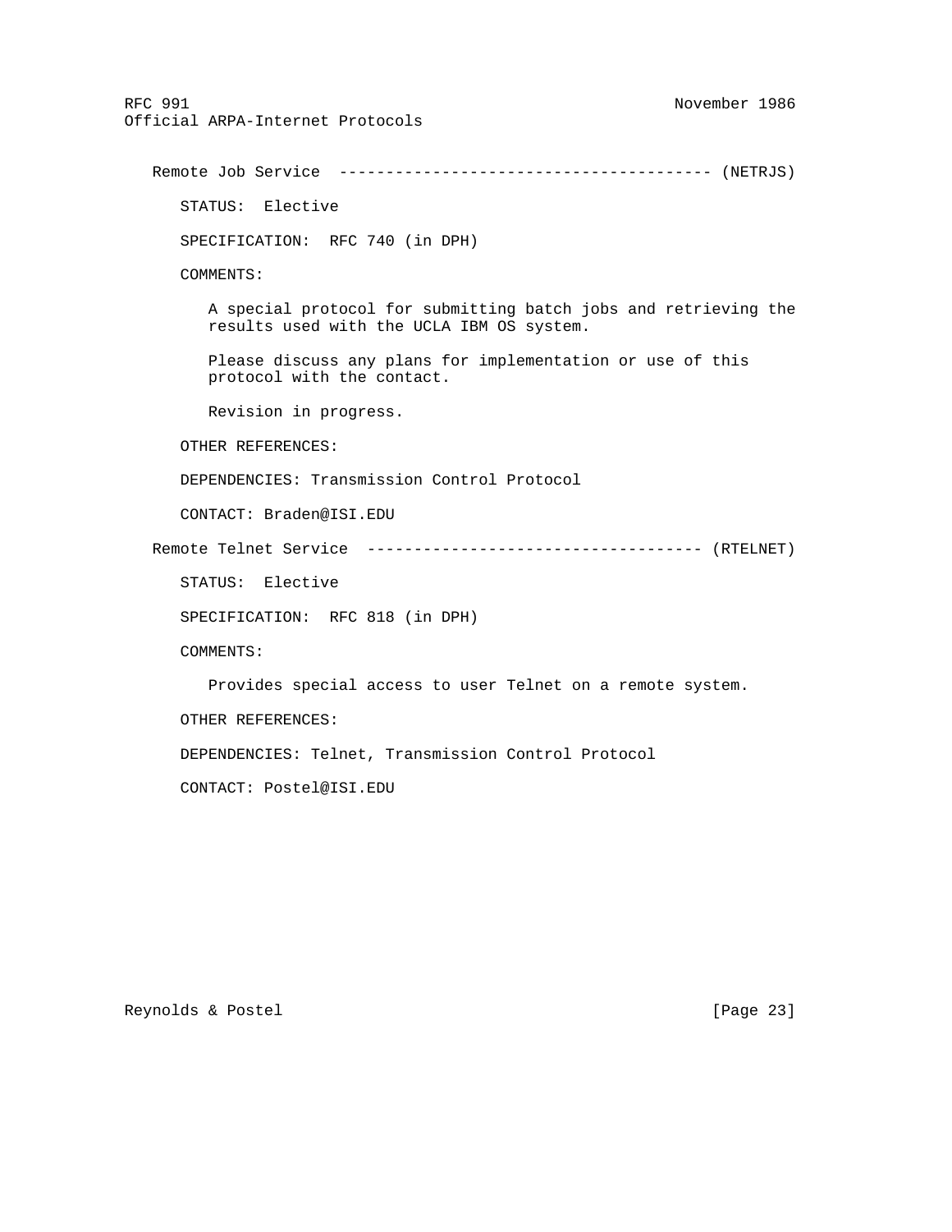## Remote Job Service --------------------------------------- (NETRJS)

STATUS: Elective

SPECIFICATION: RFC 740 (in DPH)

COMMENTS:

A special protocol for submitting batch jobs and retrieving the results used with the UCLA IBM OS system.

Please discuss any plans for implementation or use of this protocol with the contact.

Revision in progress.

OTHER REFERENCES:

DEPENDENCIES: Transmission Control Protocol

CONTACT: Braden@ISI.EDU

## Remote Telnet Service ------------------------------------ (RTELNET)

STATUS: Elective

SPECIFICATION: RFC 818 (in DPH)

COMMENTS:

Provides special access to user Telnet on a remote system.

OTHER REFERENCES:

DEPENDENCIES: Telnet, Transmission Control Protocol

CONTACT: Postel@ISI.EDU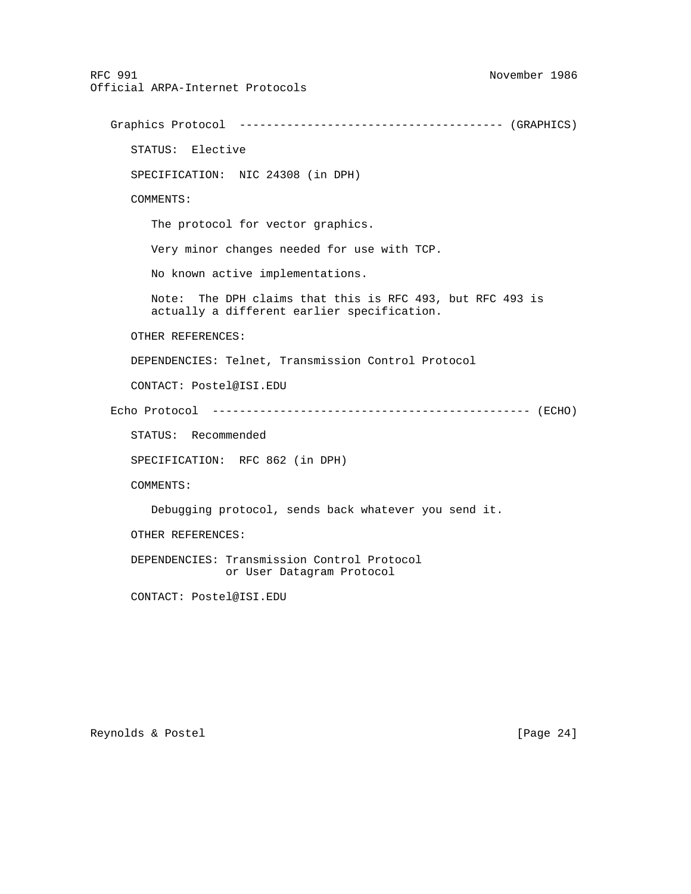## Graphics Protocol -------------------------------------- (GRAPHICS)

STATUS: Elective

SPECIFICATION: NIC 24308 (in DPH)

COMMENTS:

The protocol for vector graphics.

Very minor changes needed for use with TCP.

No known active implementations.

Note: The DPH claims that this is RFC 493, but RFC 493 is actually a different earlier specification.

OTHER REFERENCES:

DEPENDENCIES: Telnet, Transmission Control Protocol

CONTACT: Postel@ISI.EDU

## Echo Protocol ---------------------------------------------- (ECHO)

STATUS: Recommended

SPECIFICATION: RFC 862 (in DPH)

COMMENTS:

Debugging protocol, sends back whatever you send it.

OTHER REFERENCES:

DEPENDENCIES: Transmission Control Protocol
or User Datagram Protocol

CONTACT: Postel@ISI.EDU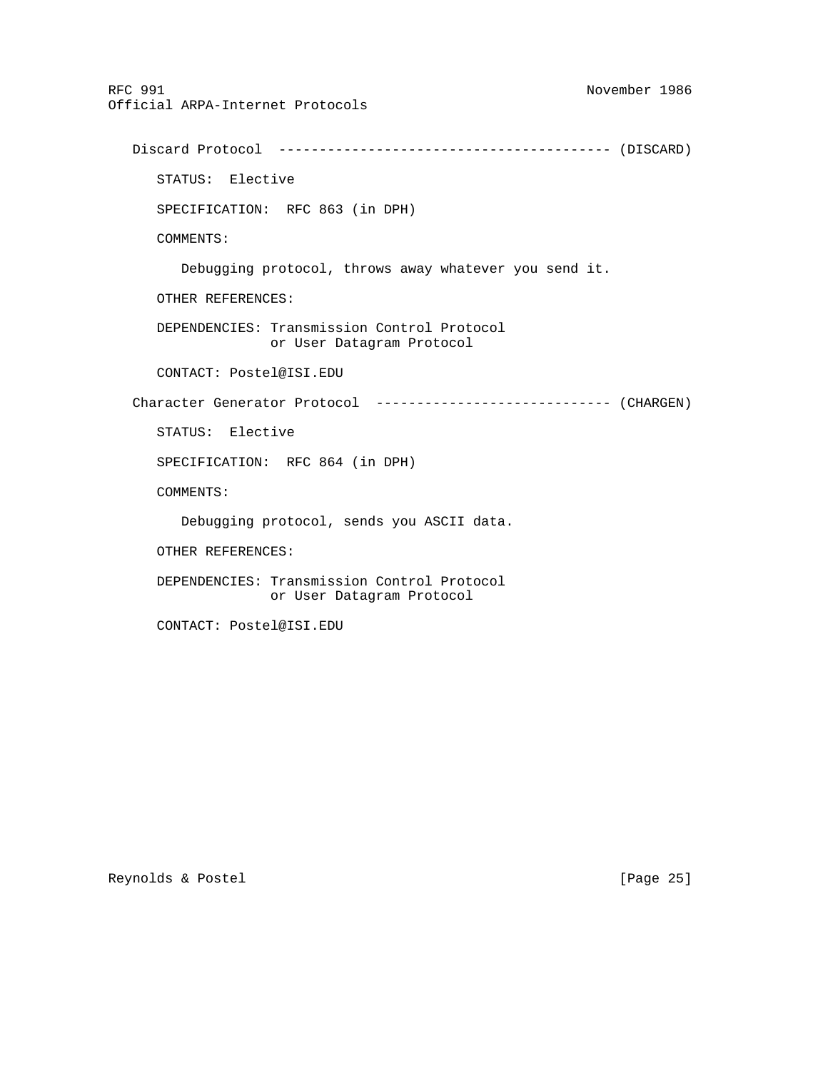## Discard Protocol ---------------------------------------- (DISCARD)

STATUS: Elective

SPECIFICATION: RFC 863 (in DPH)

COMMENTS:

Debugging protocol, throws away whatever you send it.

OTHER REFERENCES:

DEPENDENCIES: Transmission Control Protocol
or User Datagram Protocol

CONTACT: Postel@ISI.EDU

## Character Generator Protocol ----------------------------- (CHARGEN)

STATUS: Elective

SPECIFICATION: RFC 864 (in DPH)

COMMENTS:

Debugging protocol, sends you ASCII data.

OTHER REFERENCES:

DEPENDENCIES: Transmission Control Protocol
or User Datagram Protocol

CONTACT: Postel@ISI.EDU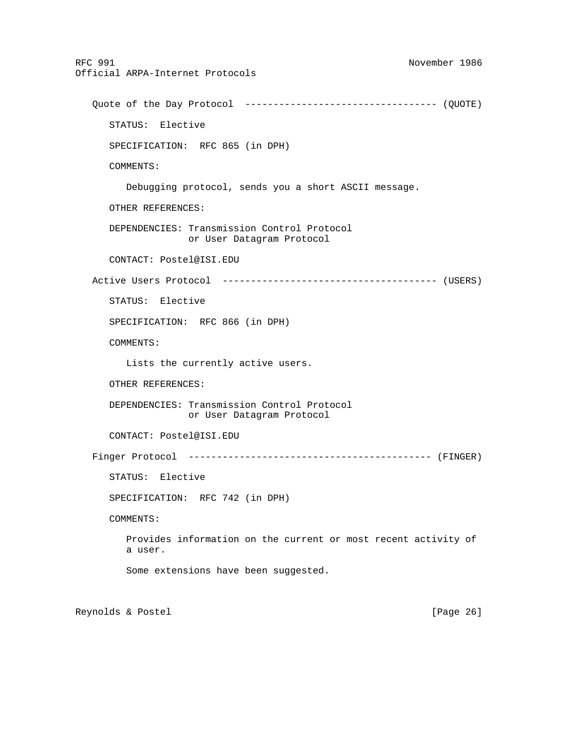### Quote of the Day Protocol --------------------------------- (QUOTE)

STATUS: Elective

SPECIFICATION: RFC 865 (in DPH)

COMMENTS:

Debugging protocol, sends you a short ASCII message.

OTHER REFERENCES:

DEPENDENCIES: Transmission Control Protocol
or User Datagram Protocol

CONTACT: Postel@ISI.EDU

### Active Users Protocol ------------------------------------- (USERS)

STATUS: Elective

SPECIFICATION: RFC 866 (in DPH)

COMMENTS:

Lists the currently active users.

OTHER REFERENCES:

DEPENDENCIES: Transmission Control Protocol
or User Datagram Protocol

CONTACT: Postel@ISI.EDU

### Finger Protocol ------------------------------------------ (FINGER)

STATUS: Elective

SPECIFICATION: RFC 742 (in DPH)

COMMENTS:

Provides information on the current or most recent activity of a user.

Some extensions have been suggested.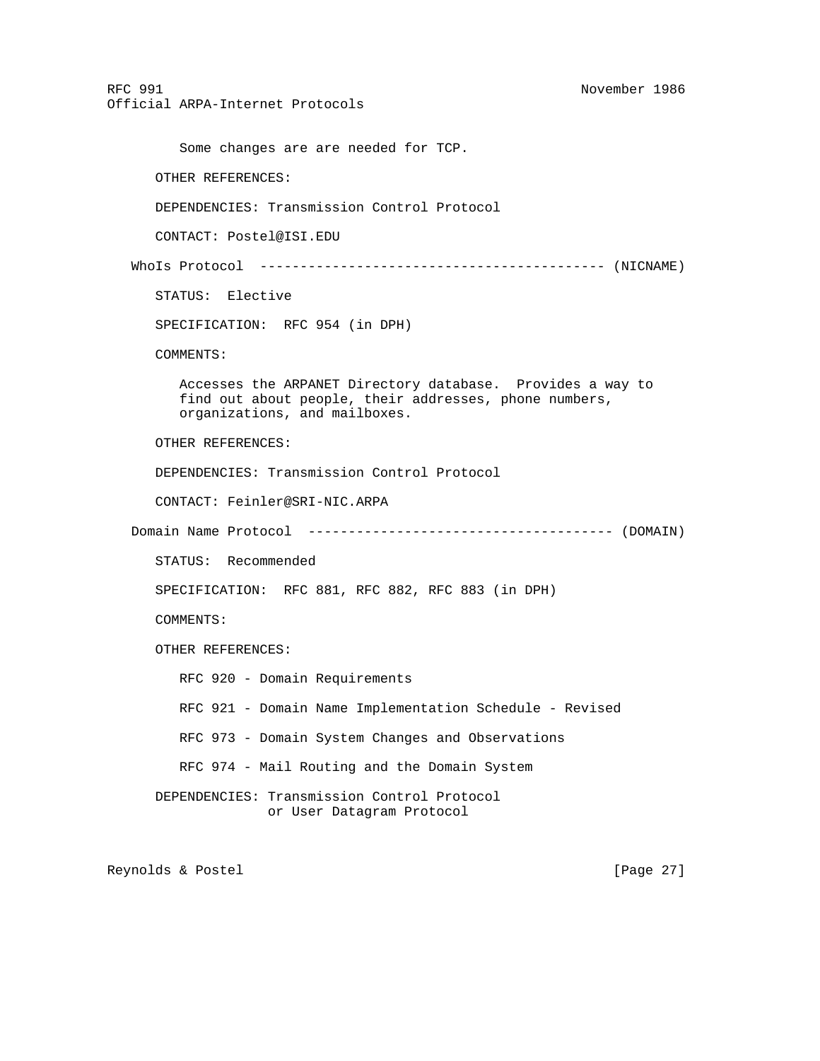Some changes are are needed for TCP.

OTHER REFERENCES:

DEPENDENCIES: Transmission Control Protocol

CONTACT: Postel@ISI.EDU

WhoIs Protocol ------------------------------------------ (NICNAME)

STATUS: Elective

SPECIFICATION: RFC 954 (in DPH)

COMMENTS:

Accesses the ARPANET Directory database. Provides a way to find out about people, their addresses, phone numbers, organizations, and mailboxes.

OTHER REFERENCES:

DEPENDENCIES: Transmission Control Protocol

CONTACT: Feinler@SRI-NIC.ARPA

Domain Name Protocol -------------------------------------- (DOMAIN)

STATUS: Recommended

SPECIFICATION: RFC 881, RFC 882, RFC 883 (in DPH)

COMMENTS:

OTHER REFERENCES:

RFC 920 - Domain Requirements

RFC 921 - Domain Name Implementation Schedule - Revised

RFC 973 - Domain System Changes and Observations

RFC 974 - Mail Routing and the Domain System

DEPENDENCIES: Transmission Control Protocol
or User Datagram Protocol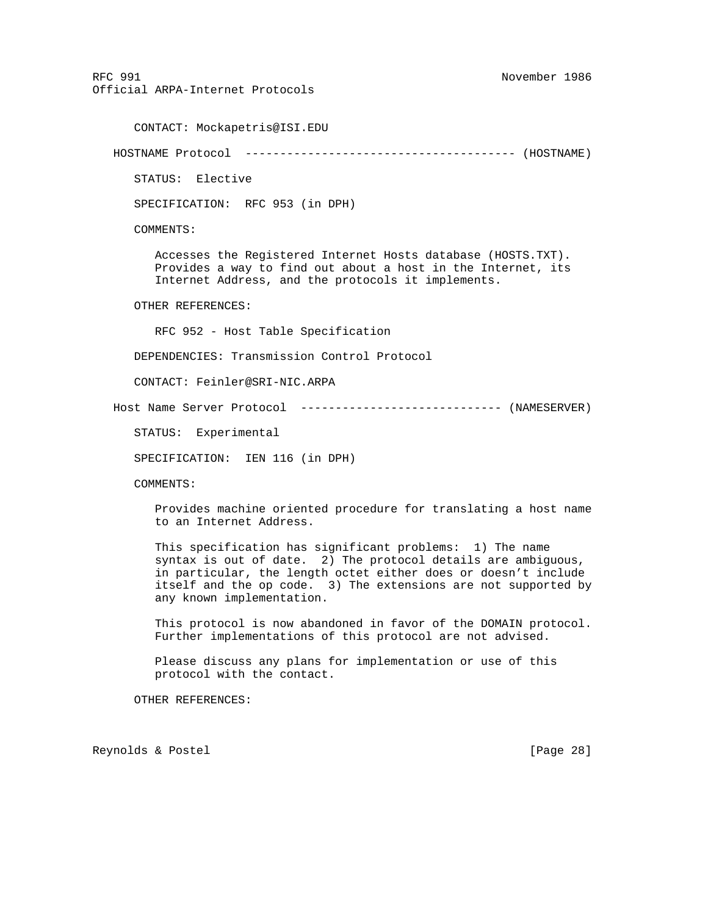CONTACT: Mockapetris@ISI.EDU

HOSTNAME Protocol -------------------------------------- (HOSTNAME)

STATUS: Elective

SPECIFICATION: RFC 953 (in DPH)

COMMENTS:

Accesses the Registered Internet Hosts database (HOSTS.TXT). Provides a way to find out about a host in the Internet, its Internet Address, and the protocols it implements.

OTHER REFERENCES:

RFC 952 - Host Table Specification

DEPENDENCIES: Transmission Control Protocol

CONTACT: Feinler@SRI-NIC.ARPA

Host Name Server Protocol ----------------------------- (NAMESERVER)

STATUS: Experimental

SPECIFICATION: IEN 116 (in DPH)

COMMENTS:

Provides machine oriented procedure for translating a host name to an Internet Address.

This specification has significant problems: 1) The name syntax is out of date. 2) The protocol details are ambiguous, in particular, the length octet either does or doesn't include itself and the op code. 3) The extensions are not supported by any known implementation.

This protocol is now abandoned in favor of the DOMAIN protocol. Further implementations of this protocol are not advised.

Please discuss any plans for implementation or use of this protocol with the contact.

OTHER REFERENCES: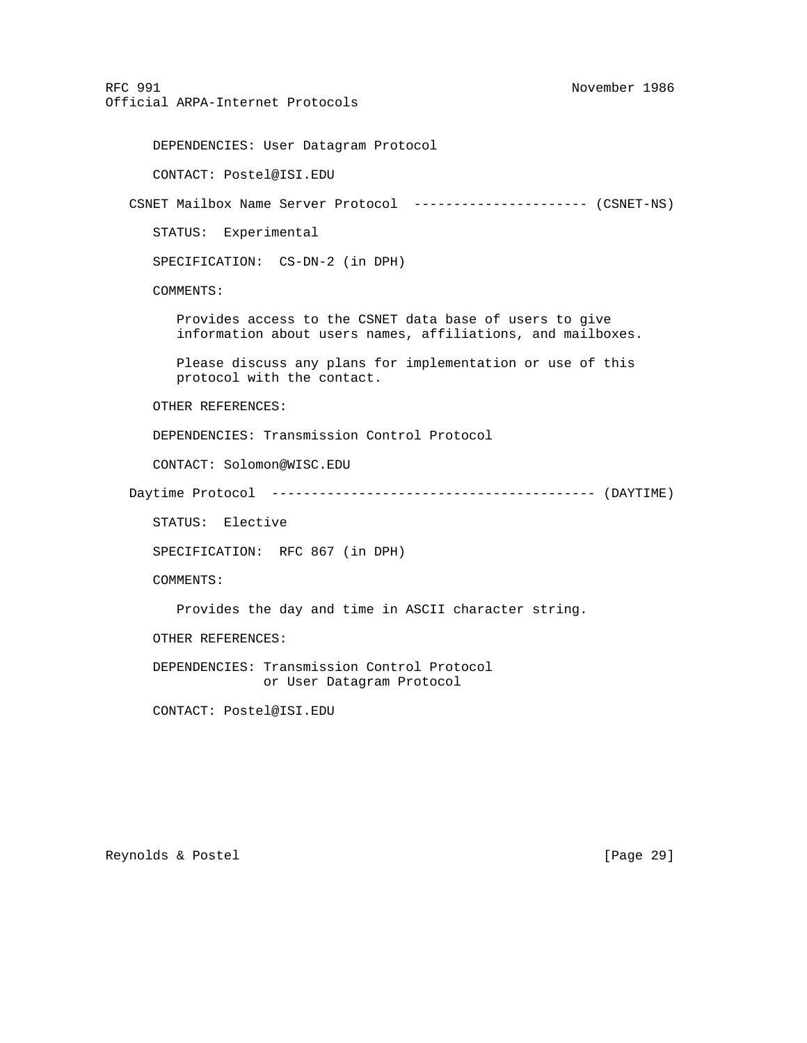DEPENDENCIES: User Datagram Protocol

CONTACT: Postel@ISI.EDU

CSNET Mailbox Name Server Protocol ---------------------- (CSNET-NS)

STATUS: Experimental

SPECIFICATION: CS-DN-2 (in DPH)

COMMENTS:

Provides access to the CSNET data base of users to give information about users names, affiliations, and mailboxes.

Please discuss any plans for implementation or use of this protocol with the contact.

OTHER REFERENCES:

DEPENDENCIES: Transmission Control Protocol

CONTACT: Solomon@WISC.EDU

Daytime Protocol ---------------------------------------- (DAYTIME)

STATUS: Elective

SPECIFICATION: RFC 867 (in DPH)

COMMENTS:

Provides the day and time in ASCII character string.

OTHER REFERENCES:

DEPENDENCIES: Transmission Control Protocol
or User Datagram Protocol

CONTACT: Postel@ISI.EDU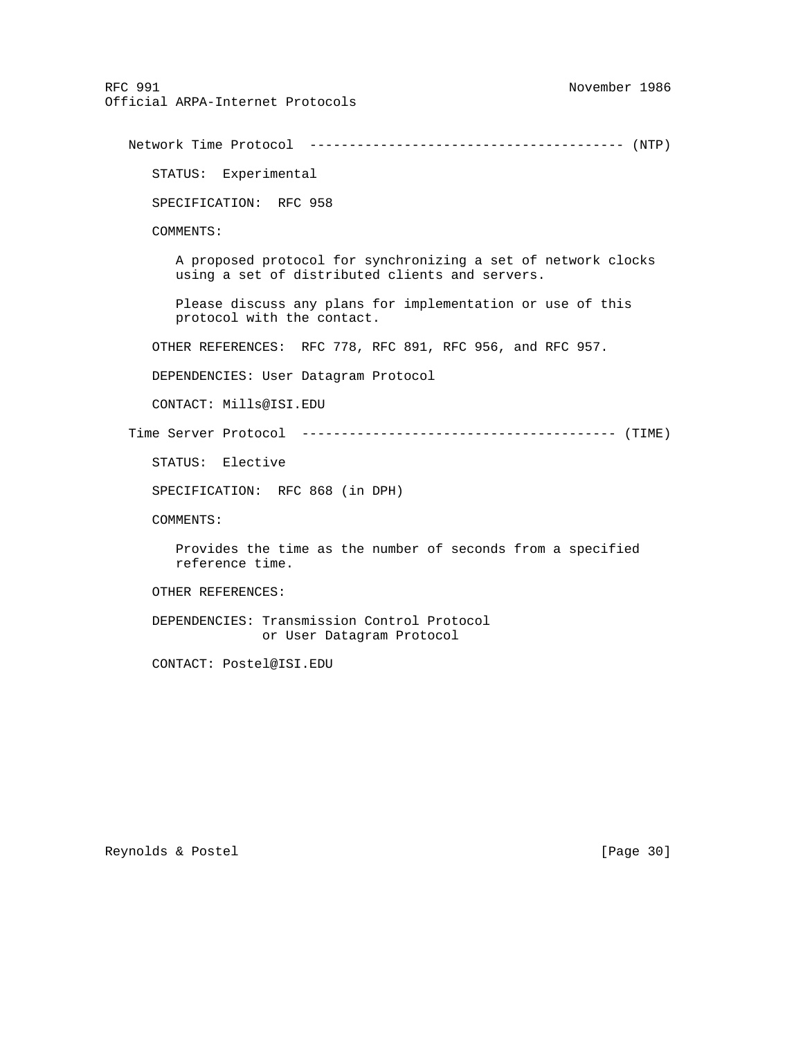Network Time Protocol --------------------------------------- (NTP)

STATUS: Experimental

SPECIFICATION: RFC 958

COMMENTS:

A proposed protocol for synchronizing a set of network clocks using a set of distributed clients and servers.

Please discuss any plans for implementation or use of this protocol with the contact.

OTHER REFERENCES: RFC 778, RFC 891, RFC 956, and RFC 957.

DEPENDENCIES: User Datagram Protocol

CONTACT: Mills@ISI.EDU

Time Server Protocol --------------------------------------- (TIME)

STATUS: Elective

SPECIFICATION: RFC 868 (in DPH)

COMMENTS:

Provides the time as the number of seconds from a specified reference time.

OTHER REFERENCES:

DEPENDENCIES: Transmission Control Protocol
or User Datagram Protocol

CONTACT: Postel@ISI.EDU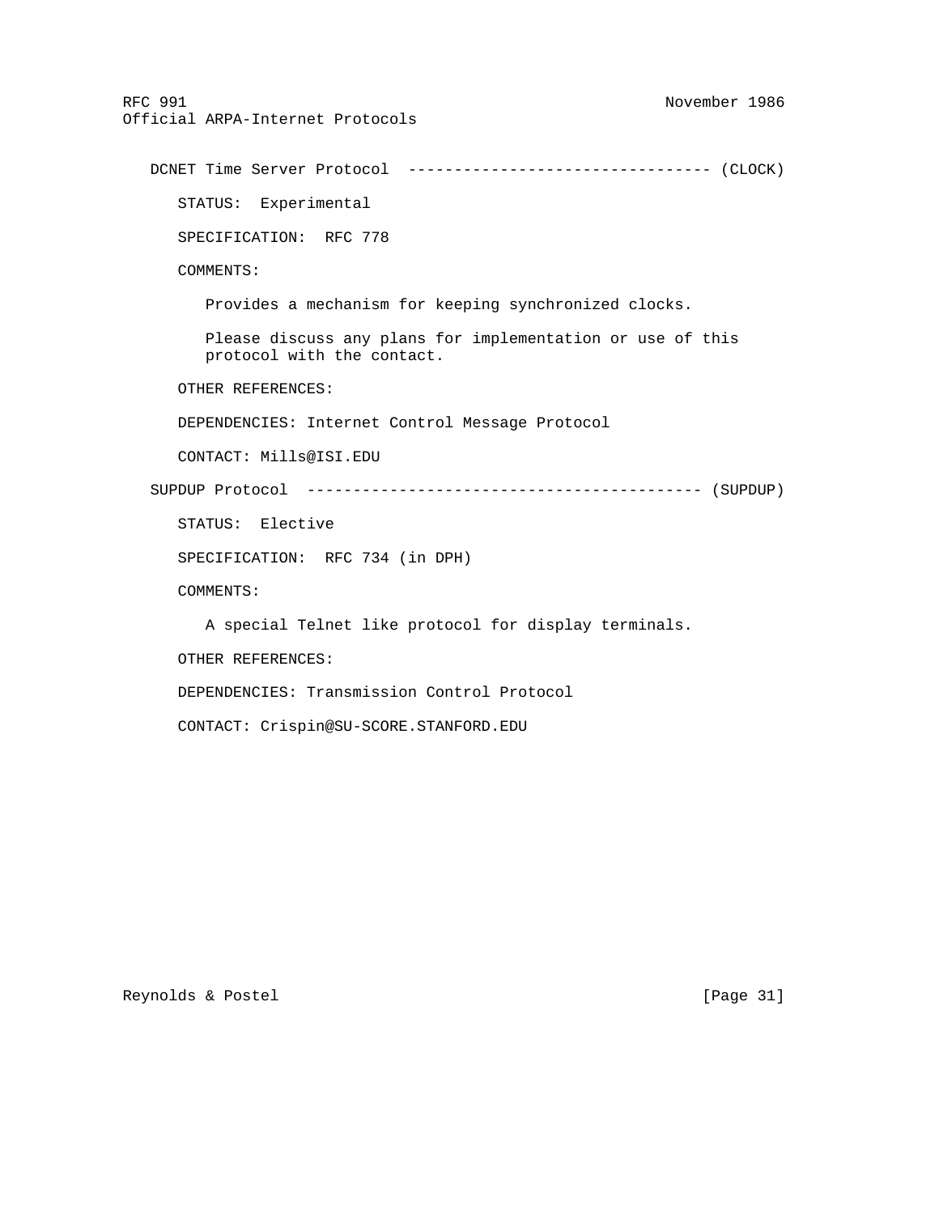### DCNET Time Server Protocol -------------------------------- (CLOCK)

STATUS: Experimental

SPECIFICATION: RFC 778

COMMENTS:

Provides a mechanism for keeping synchronized clocks.

Please discuss any plans for implementation or use of this protocol with the contact.

OTHER REFERENCES:

DEPENDENCIES: Internet Control Message Protocol

CONTACT: Mills@ISI.EDU

### SUPDUP Protocol ------------------------------------------ (SUPDUP)

STATUS: Elective

SPECIFICATION: RFC 734 (in DPH)

COMMENTS:

A special Telnet like protocol for display terminals.

OTHER REFERENCES:

DEPENDENCIES: Transmission Control Protocol

CONTACT: Crispin@SU-SCORE.STANFORD.EDU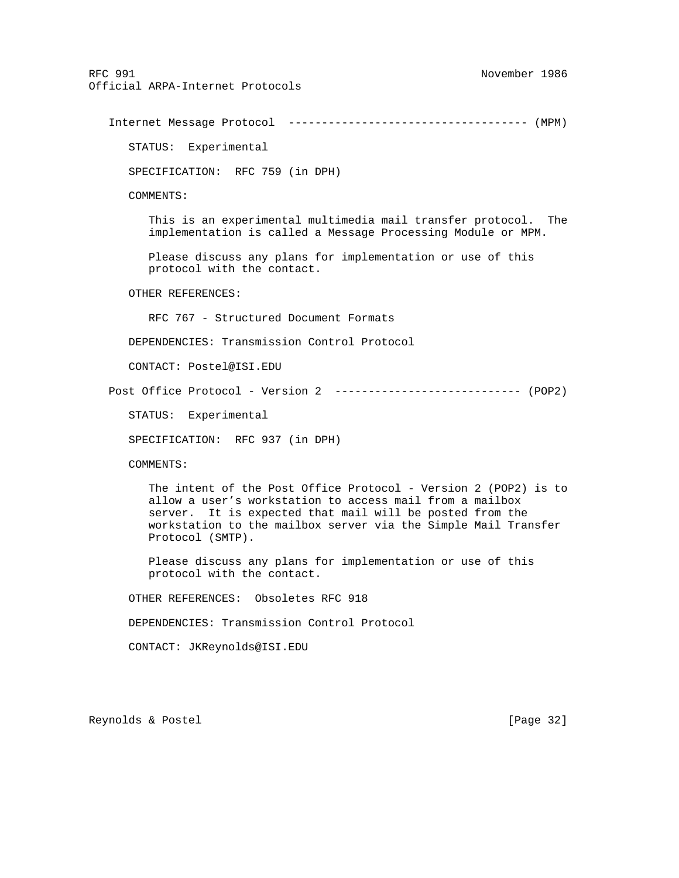### Internet Message Protocol ----------------------------------- (MPM)

STATUS: Experimental

SPECIFICATION: RFC 759 (in DPH)

COMMENTS:

This is an experimental multimedia mail transfer protocol. The implementation is called a Message Processing Module or MPM.

Please discuss any plans for implementation or use of this protocol with the contact.

OTHER REFERENCES:

RFC 767 - Structured Document Formats

DEPENDENCIES: Transmission Control Protocol

CONTACT: Postel@ISI.EDU

### Post Office Protocol - Version 2 ---------------------------- (POP2)

STATUS: Experimental

SPECIFICATION: RFC 937 (in DPH)

COMMENTS:

The intent of the Post Office Protocol - Version 2 (POP2) is to allow a user's workstation to access mail from a mailbox server. It is expected that mail will be posted from the workstation to the mailbox server via the Simple Mail Transfer Protocol (SMTP).

Please discuss any plans for implementation or use of this protocol with the contact.

OTHER REFERENCES: Obsoletes RFC 918

DEPENDENCIES: Transmission Control Protocol

CONTACT: JKReynolds@ISI.EDU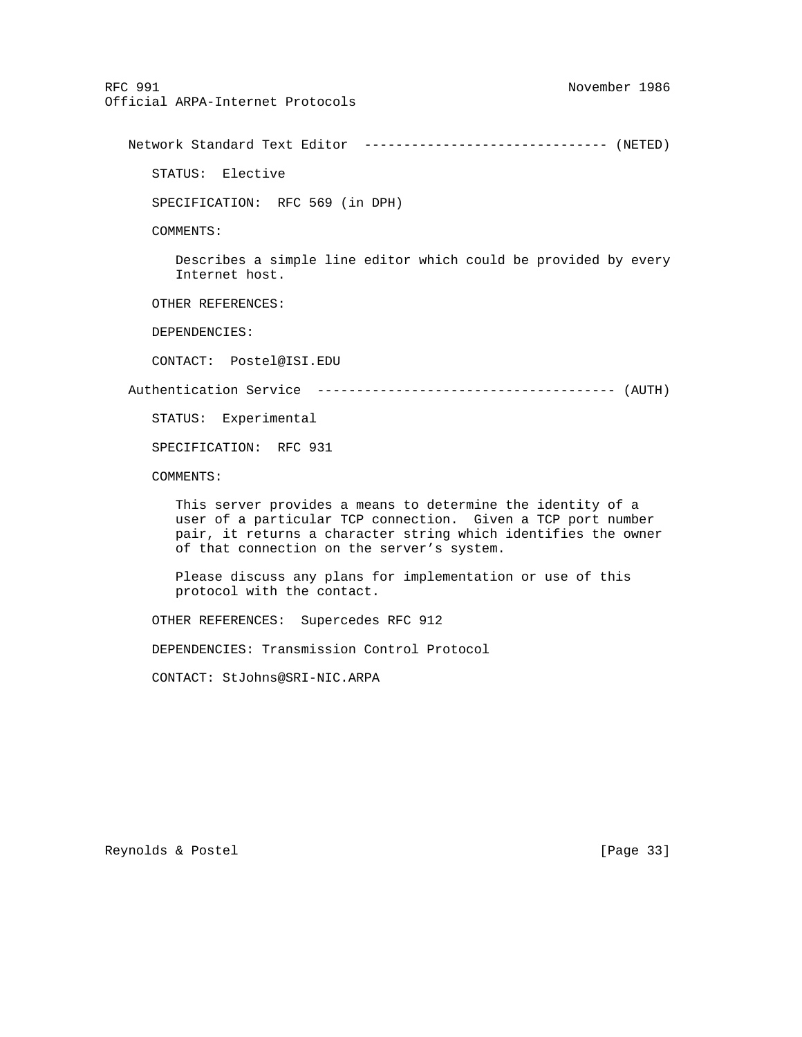Network Standard Text Editor ------------------------------- (NETED)

STATUS: Elective

SPECIFICATION: RFC 569 (in DPH)

COMMENTS:

Describes a simple line editor which could be provided by every Internet host.

OTHER REFERENCES:

DEPENDENCIES:

CONTACT: Postel@ISI.EDU

Authentication Service -------------------------------------- (AUTH)

STATUS: Experimental

SPECIFICATION: RFC 931

COMMENTS:

This server provides a means to determine the identity of a user of a particular TCP connection. Given a TCP port number pair, it returns a character string which identifies the owner of that connection on the server's system.

Please discuss any plans for implementation or use of this protocol with the contact.

OTHER REFERENCES: Supercedes RFC 912

DEPENDENCIES: Transmission Control Protocol

CONTACT: StJohns@SRI-NIC.ARPA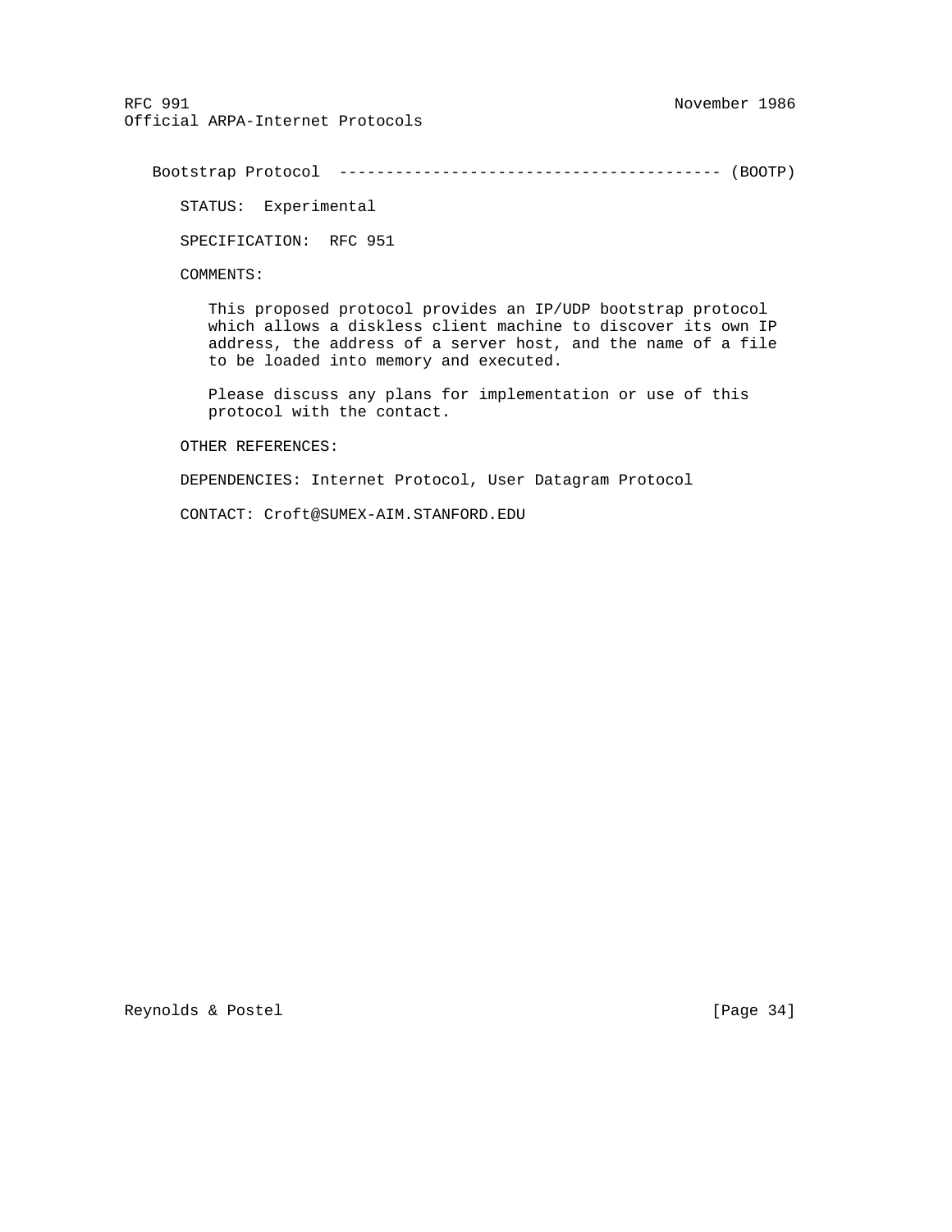Bootstrap Protocol ---------------------------------------- (BOOTP)

STATUS: Experimental

SPECIFICATION: RFC 951

COMMENTS:

This proposed protocol provides an IP/UDP bootstrap protocol which allows a diskless client machine to discover its own IP address, the address of a server host, and the name of a file to be loaded into memory and executed.

Please discuss any plans for implementation or use of this protocol with the contact.

OTHER REFERENCES:

DEPENDENCIES: Internet Protocol, User Datagram Protocol

CONTACT: Croft@SUMEX-AIM.STANFORD.EDU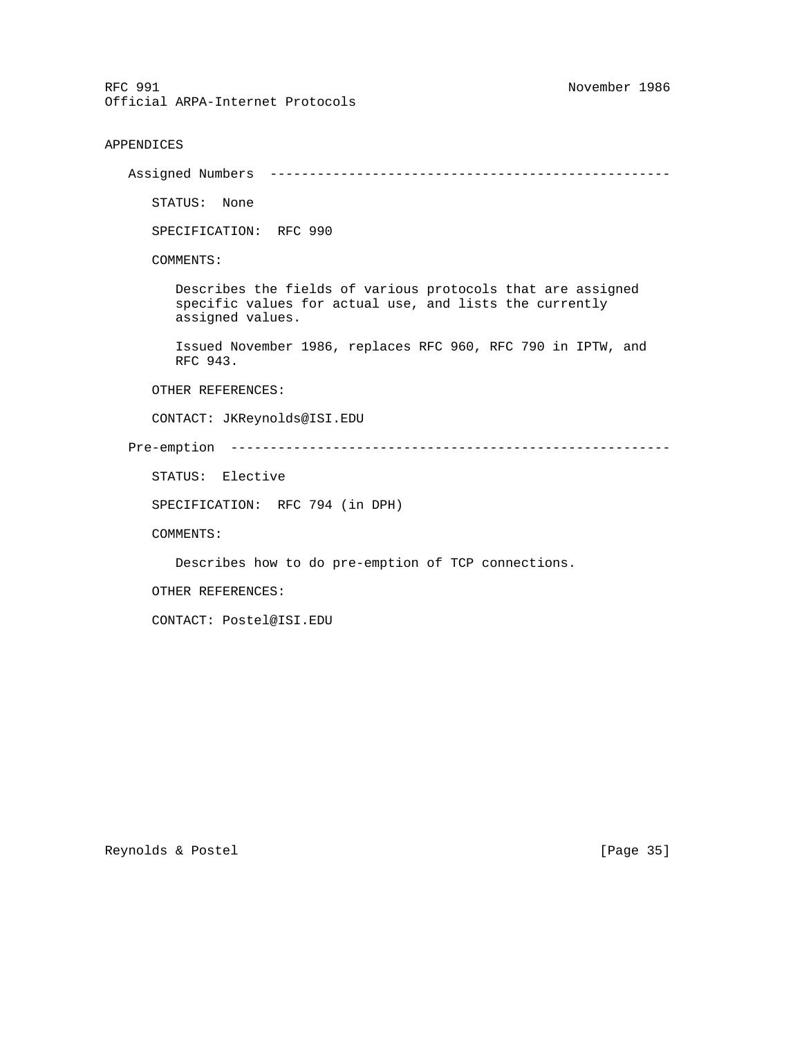## APPENDICES

### Assigned Numbers

STATUS: None

SPECIFICATION: RFC 990

COMMENTS:

Describes the fields of various protocols that are assigned specific values for actual use, and lists the currently assigned values.

Issued November 1986, replaces RFC 960, RFC 790 in IPTW, and RFC 943.

OTHER REFERENCES:

CONTACT: JKReynolds@ISI.EDU

### Pre-emption

STATUS: Elective

SPECIFICATION: RFC 794 (in DPH)

COMMENTS:

Describes how to do pre-emption of TCP connections.

OTHER REFERENCES:

CONTACT: Postel@ISI.EDU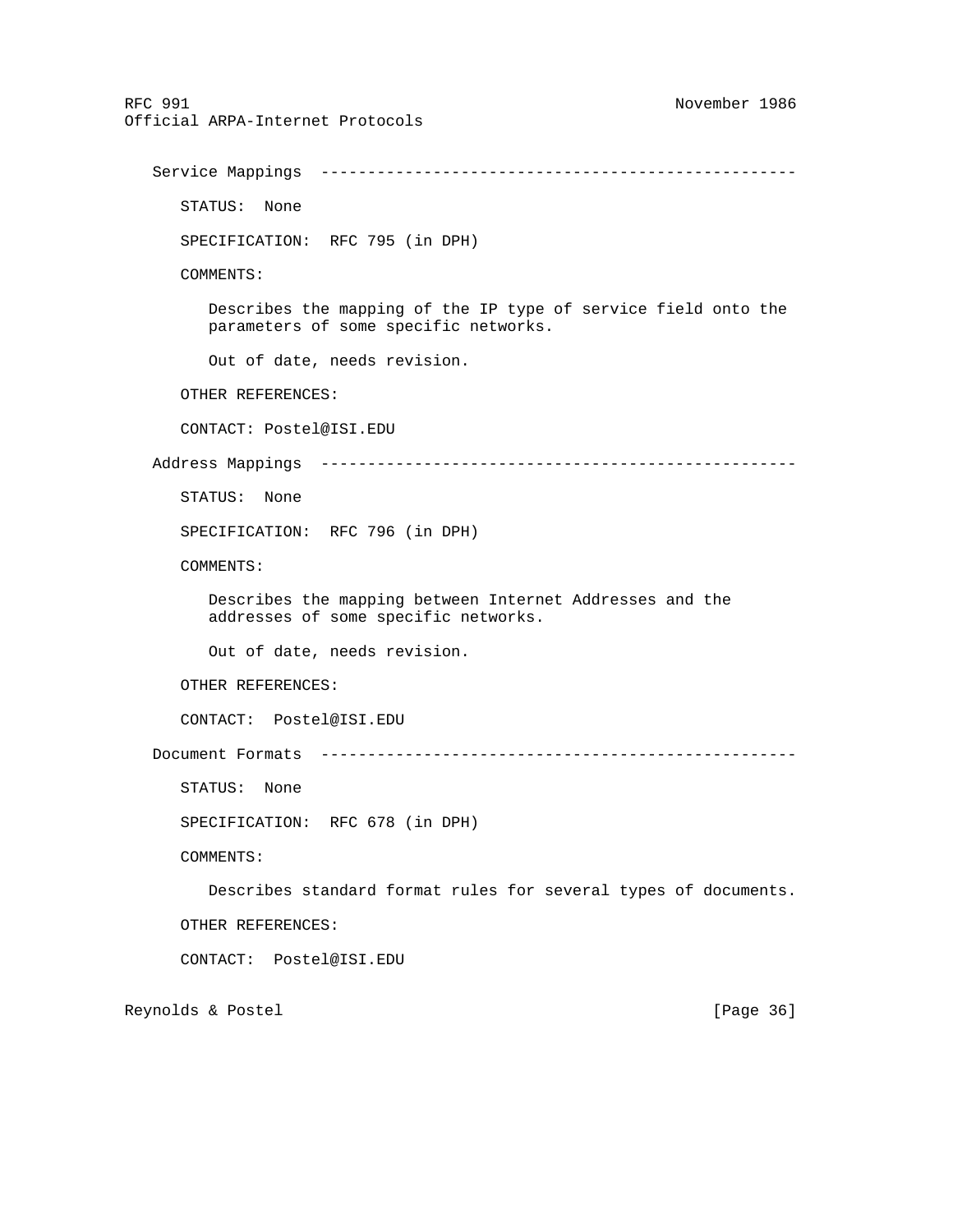### Service Mappings

STATUS: None

SPECIFICATION: RFC 795 (in DPH)

COMMENTS:

Describes the mapping of the IP type of service field onto the parameters of some specific networks.

Out of date, needs revision.

OTHER REFERENCES:

CONTACT: Postel@ISI.EDU

### Address Mappings

STATUS: None

SPECIFICATION: RFC 796 (in DPH)

COMMENTS:

Describes the mapping between Internet Addresses and the addresses of some specific networks.

Out of date, needs revision.

OTHER REFERENCES:

CONTACT: Postel@ISI.EDU

### Document Formats

STATUS: None

SPECIFICATION: RFC 678 (in DPH)

COMMENTS:

Describes standard format rules for several types of documents.

OTHER REFERENCES:

CONTACT: Postel@ISI.EDU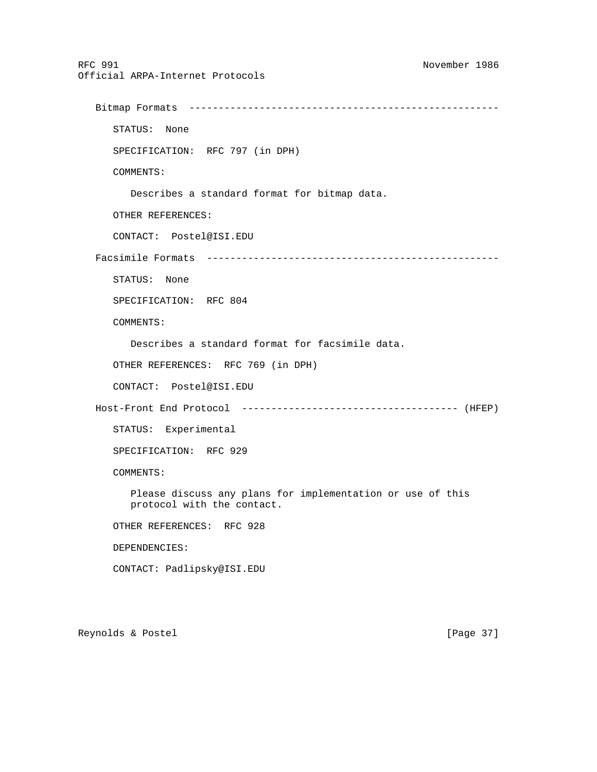### Bitmap Formats

STATUS: None

SPECIFICATION: RFC 797 (in DPH)

COMMENTS:

Describes a standard format for bitmap data.

OTHER REFERENCES:

CONTACT: Postel@ISI.EDU

### Facsimile Formats

STATUS: None

SPECIFICATION: RFC 804

COMMENTS:

Describes a standard format for facsimile data.

OTHER REFERENCES: RFC 769 (in DPH)

CONTACT: Postel@ISI.EDU

### Host-Front End Protocol (HFEP)

STATUS: Experimental

SPECIFICATION: RFC 929

COMMENTS:

Please discuss any plans for implementation or use of this protocol with the contact.

OTHER REFERENCES: RFC 928

DEPENDENCIES:

CONTACT: Padlipsky@ISI.EDU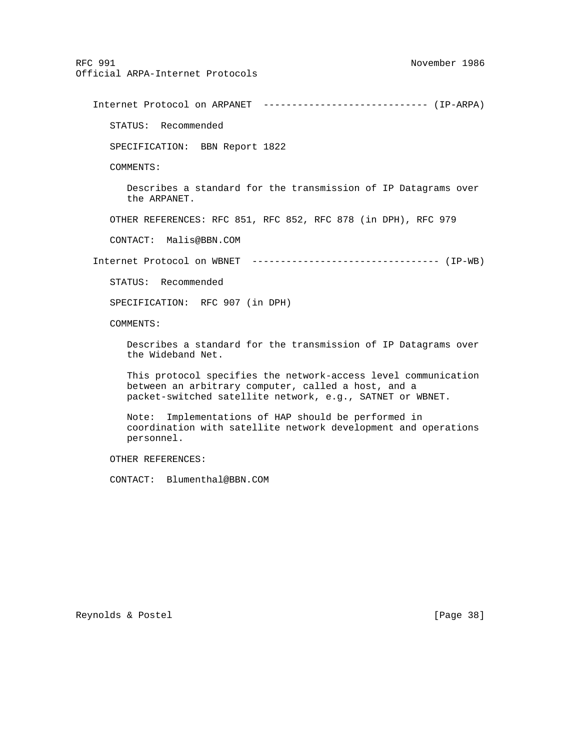Internet Protocol on ARPANET ----------------------------- (IP-ARPA)

STATUS: Recommended

SPECIFICATION: BBN Report 1822

COMMENTS:

Describes a standard for the transmission of IP Datagrams over the ARPANET.

OTHER REFERENCES: RFC 851, RFC 852, RFC 878 (in DPH), RFC 979

CONTACT: Malis@BBN.COM

Internet Protocol on WBNET --------------------------------- (IP-WB)

STATUS: Recommended

SPECIFICATION: RFC 907 (in DPH)

COMMENTS:

Describes a standard for the transmission of IP Datagrams over the Wideband Net.

This protocol specifies the network-access level communication between an arbitrary computer, called a host, and a packet-switched satellite network, e.g., SATNET or WBNET.

Note: Implementations of HAP should be performed in coordination with satellite network development and operations personnel.

OTHER REFERENCES:

CONTACT: Blumenthal@BBN.COM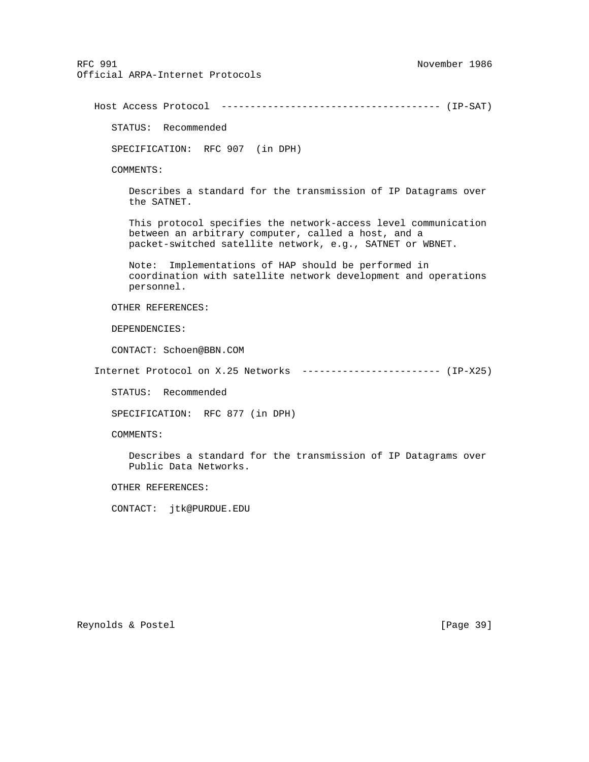### Host Access Protocol ------------------------------------- (IP-SAT)

STATUS: Recommended

SPECIFICATION: RFC 907 (in DPH)

COMMENTS:

Describes a standard for the transmission of IP Datagrams over the SATNET.

This protocol specifies the network-access level communication between an arbitrary computer, called a host, and a packet-switched satellite network, e.g., SATNET or WBNET.

Note: Implementations of HAP should be performed in coordination with satellite network development and operations personnel.

OTHER REFERENCES:

DEPENDENCIES:

CONTACT: Schoen@BBN.COM

### Internet Protocol on X.25 Networks ------------------------ (IP-X25)

STATUS: Recommended

SPECIFICATION: RFC 877 (in DPH)

COMMENTS:

Describes a standard for the transmission of IP Datagrams over Public Data Networks.

OTHER REFERENCES:

CONTACT: jtk@PURDUE.EDU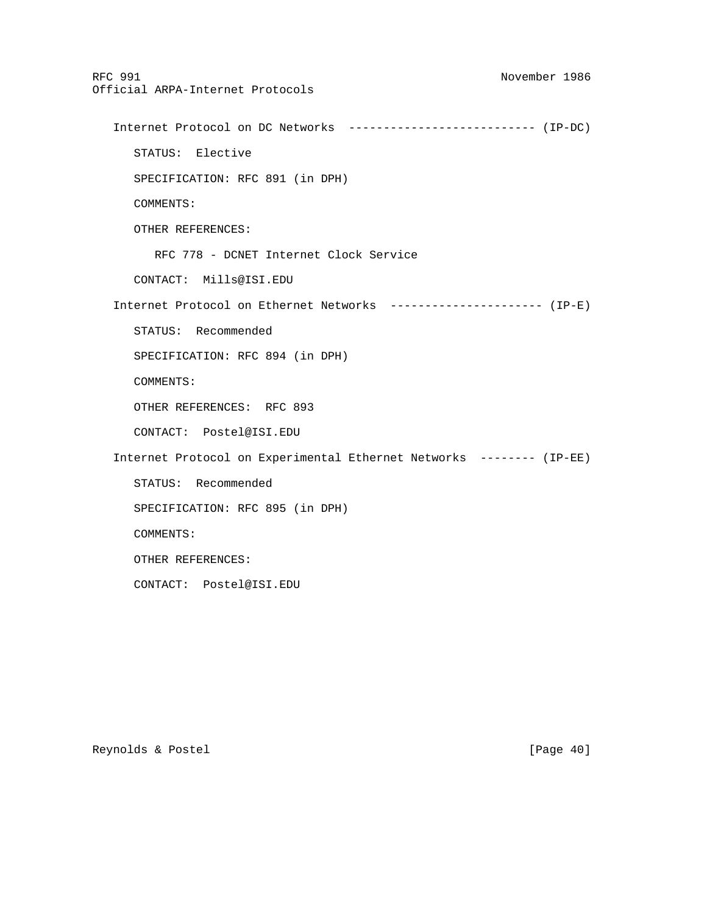Internet Protocol on DC Networks --------------------------- (IP-DC)

STATUS: Elective

SPECIFICATION: RFC 891 (in DPH)

COMMENTS:

OTHER REFERENCES:

RFC 778 - DCNET Internet Clock Service

CONTACT: Mills@ISI.EDU

Internet Protocol on Ethernet Networks ---------------------- (IP-E)

STATUS: Recommended

SPECIFICATION: RFC 894 (in DPH)

COMMENTS:

OTHER REFERENCES: RFC 893

CONTACT: Postel@ISI.EDU

Internet Protocol on Experimental Ethernet Networks -------- (IP-EE)

STATUS: Recommended

SPECIFICATION: RFC 895 (in DPH)

COMMENTS:

OTHER REFERENCES:

CONTACT: Postel@ISI.EDU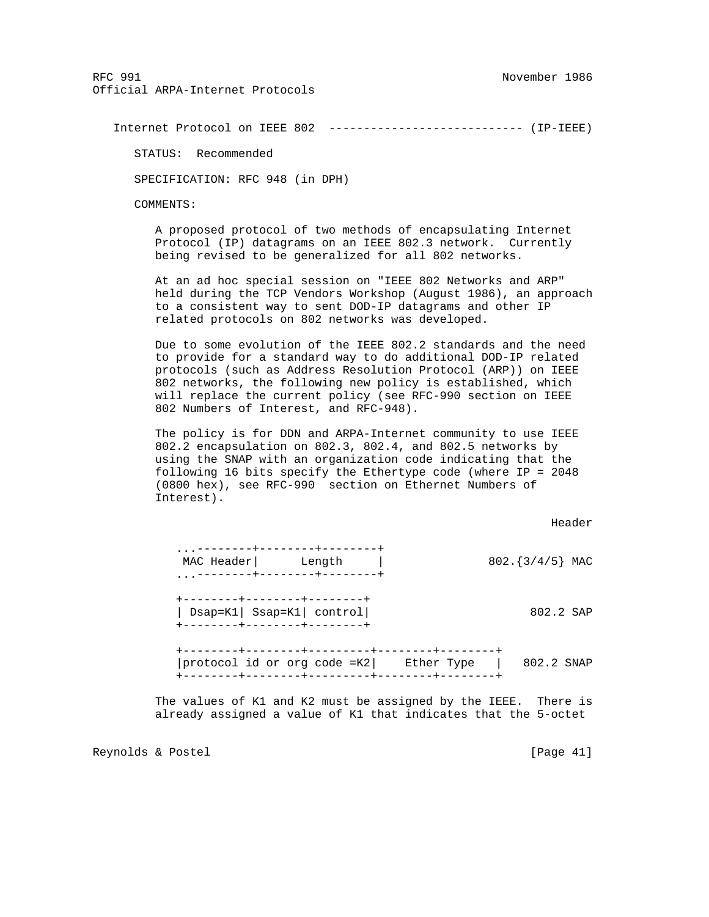Internet Protocol on IEEE 802 ---------------------------- (IP-IEEE)

STATUS: Recommended

SPECIFICATION: RFC 948 (in DPH)

COMMENTS:

A proposed protocol of two methods of encapsulating Internet Protocol (IP) datagrams on an IEEE 802.3 network. Currently being revised to be generalized for all 802 networks.

At an ad hoc special session on "IEEE 802 Networks and ARP" held during the TCP Vendors Workshop (August 1986), an approach to a consistent way to sent DOD-IP datagrams and other IP related protocols on 802 networks was developed.

Due to some evolution of the IEEE 802.2 standards and the need to provide for a standard way to do additional DOD-IP related protocols (such as Address Resolution Protocol (ARP)) on IEEE 802 networks, the following new policy is established, which will replace the current policy (see RFC-990 section on IEEE 802 Numbers of Interest, and RFC-948).

The policy is for DDN and ARPA-Internet community to use IEEE 802.2 encapsulation on 802.3, 802.4, and 802.5 networks by using the SNAP with an organization code indicating that the following 16 bits specify the Ethertype code (where IP = 2048 (0800 hex), see RFC-990 section on Ethernet Numbers of Interest).

```
                                                              Header

   ...--------+--------+--------+
    MAC Header|      Length     |                   802.{3/4/5} MAC
   ...--------+--------+--------+

   +--------+--------+--------+
   | Dsap=K1| Ssap=K1| control|                             802.2 SAP
   +--------+--------+--------+

   +--------+--------+---------+--------+--------+
   |protocol id or org code =K2|    Ether Type   |   802.2 SNAP
   +--------+--------+---------+--------+--------+
```

The values of K1 and K2 must be assigned by the IEEE. There is already assigned a value of K1 that indicates that the 5-octet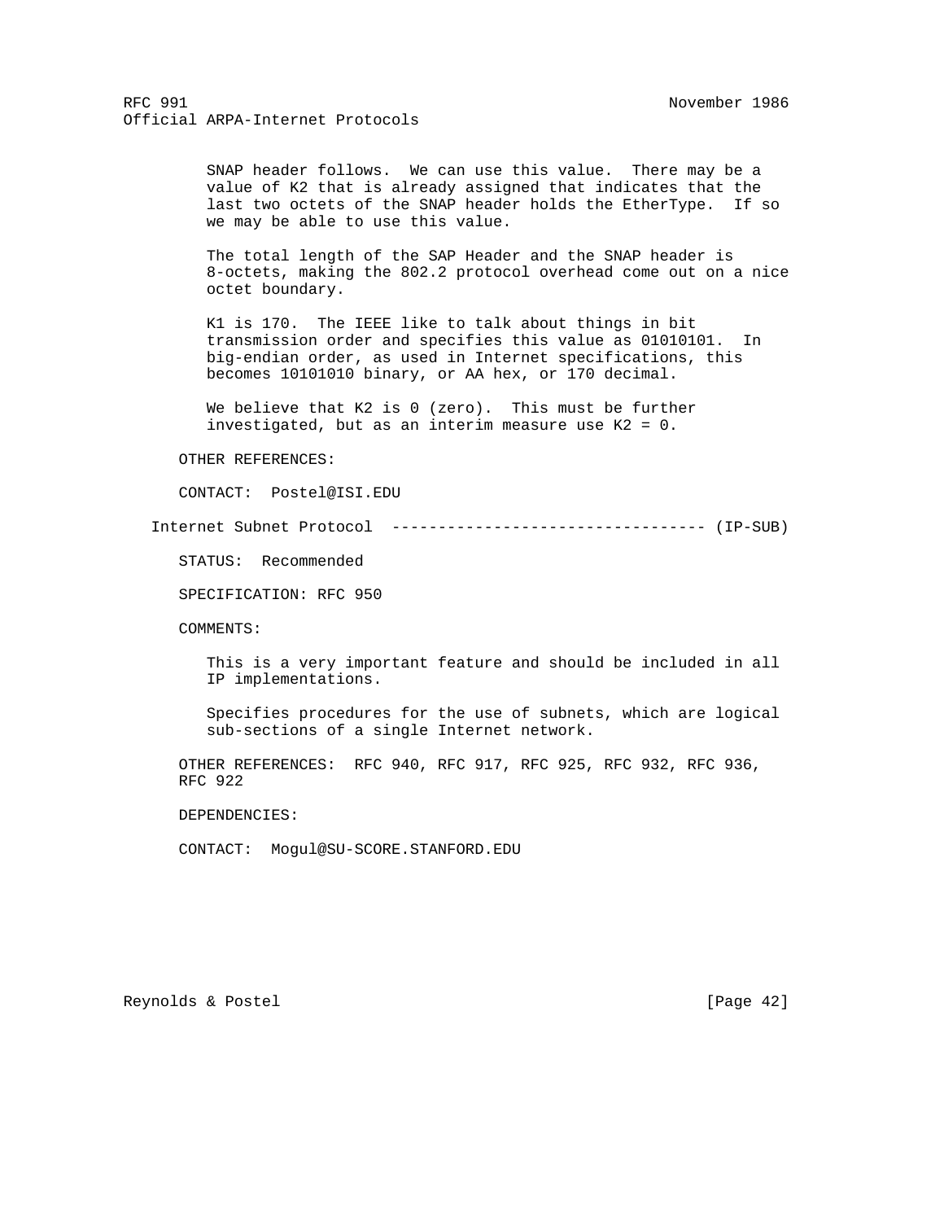SNAP header follows. We can use this value. There may be a value of K2 that is already assigned that indicates that the last two octets of the SNAP header holds the EtherType. If so we may be able to use this value.

The total length of the SAP Header and the SNAP header is 8-octets, making the 802.2 protocol overhead come out on a nice octet boundary.

K1 is 170. The IEEE like to talk about things in bit transmission order and specifies this value as 01010101. In big-endian order, as used in Internet specifications, this becomes 10101010 binary, or AA hex, or 170 decimal.

We believe that K2 is 0 (zero). This must be further investigated, but as an interim measure use K2 = 0.

OTHER REFERENCES:

CONTACT: Postel@ISI.EDU

### Internet Subnet Protocol ---------------------------------- (IP-SUB)

STATUS: Recommended

SPECIFICATION: RFC 950

COMMENTS:

This is a very important feature and should be included in all IP implementations.

Specifies procedures for the use of subnets, which are logical sub-sections of a single Internet network.

OTHER REFERENCES: RFC 940, RFC 917, RFC 925, RFC 932, RFC 936, RFC 922

DEPENDENCIES:

CONTACT: Mogul@SU-SCORE.STANFORD.EDU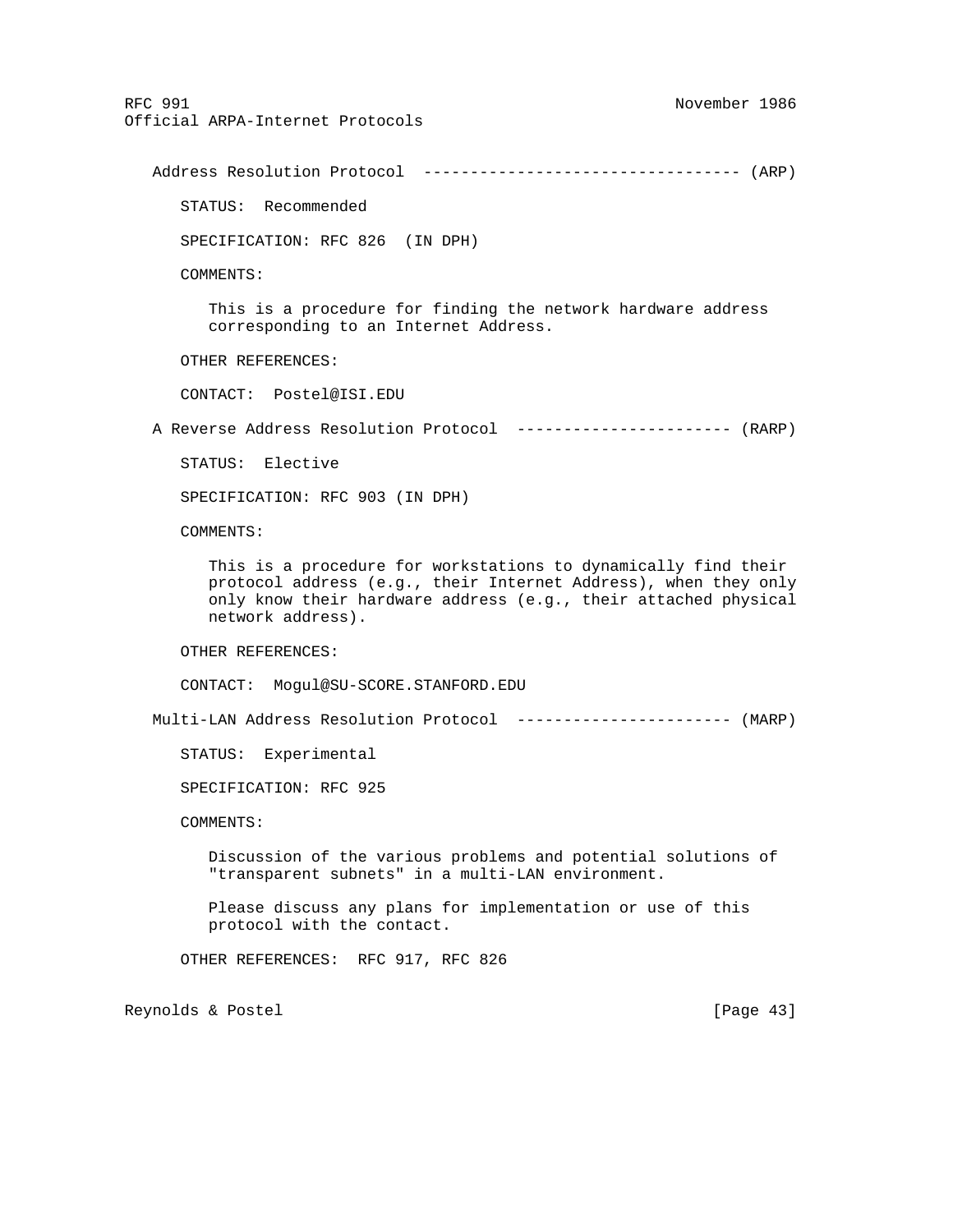### Address Resolution Protocol ---------------------------------- (ARP)

STATUS: Recommended

SPECIFICATION: RFC 826 (IN DPH)

COMMENTS:

This is a procedure for finding the network hardware address corresponding to an Internet Address.

OTHER REFERENCES:

CONTACT: Postel@ISI.EDU

### A Reverse Address Resolution Protocol ----------------------- (RARP)

STATUS: Elective

SPECIFICATION: RFC 903 (IN DPH)

COMMENTS:

This is a procedure for workstations to dynamically find their protocol address (e.g., their Internet Address), when they only only know their hardware address (e.g., their attached physical network address).

OTHER REFERENCES:

CONTACT: Mogul@SU-SCORE.STANFORD.EDU

### Multi-LAN Address Resolution Protocol ----------------------- (MARP)

STATUS: Experimental

SPECIFICATION: RFC 925

COMMENTS:

Discussion of the various problems and potential solutions of "transparent subnets" in a multi-LAN environment.

Please discuss any plans for implementation or use of this protocol with the contact.

OTHER REFERENCES: RFC 917, RFC 826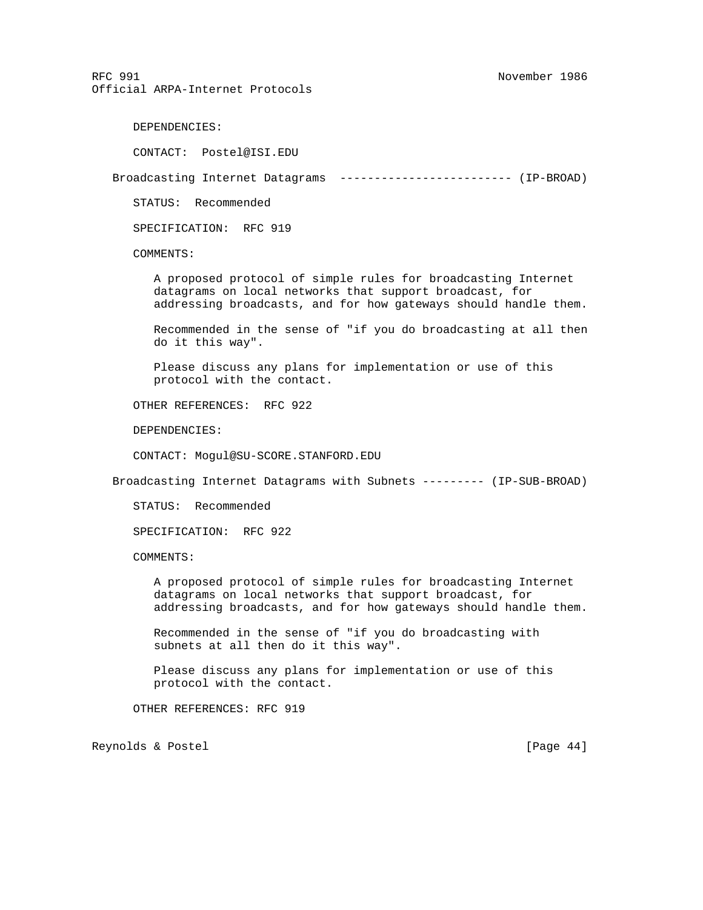DEPENDENCIES:

CONTACT: Postel@ISI.EDU

Broadcasting Internet Datagrams ------------------------- (IP-BROAD)

STATUS: Recommended

SPECIFICATION: RFC 919

COMMENTS:

A proposed protocol of simple rules for broadcasting Internet datagrams on local networks that support broadcast, for addressing broadcasts, and for how gateways should handle them.

Recommended in the sense of "if you do broadcasting at all then do it this way".

Please discuss any plans for implementation or use of this protocol with the contact.

OTHER REFERENCES: RFC 922

DEPENDENCIES:

CONTACT: Mogul@SU-SCORE.STANFORD.EDU

Broadcasting Internet Datagrams with Subnets --------- (IP-SUB-BROAD)

STATUS: Recommended

SPECIFICATION: RFC 922

COMMENTS:

A proposed protocol of simple rules for broadcasting Internet datagrams on local networks that support broadcast, for addressing broadcasts, and for how gateways should handle them.

Recommended in the sense of "if you do broadcasting with subnets at all then do it this way".

Please discuss any plans for implementation or use of this protocol with the contact.

OTHER REFERENCES: RFC 919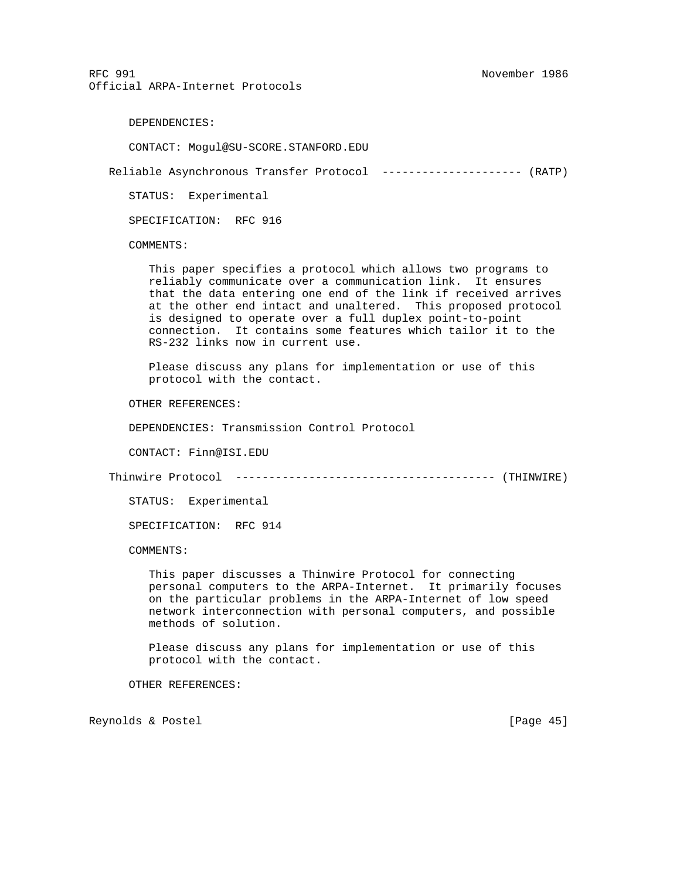DEPENDENCIES:

CONTACT: Mogul@SU-SCORE.STANFORD.EDU

### Reliable Asynchronous Transfer Protocol --------------------- (RATP)

STATUS: Experimental

SPECIFICATION: RFC 916

COMMENTS:

This paper specifies a protocol which allows two programs to reliably communicate over a communication link. It ensures that the data entering one end of the link if received arrives at the other end intact and unaltered. This proposed protocol is designed to operate over a full duplex point-to-point connection. It contains some features which tailor it to the RS-232 links now in current use.

Please discuss any plans for implementation or use of this protocol with the contact.

OTHER REFERENCES:

DEPENDENCIES: Transmission Control Protocol

CONTACT: Finn@ISI.EDU

### Thinwire Protocol -------------------------------------- (THINWIRE)

STATUS: Experimental

SPECIFICATION: RFC 914

COMMENTS:

This paper discusses a Thinwire Protocol for connecting personal computers to the ARPA-Internet. It primarily focuses on the particular problems in the ARPA-Internet of low speed network interconnection with personal computers, and possible methods of solution.

Please discuss any plans for implementation or use of this protocol with the contact.

OTHER REFERENCES: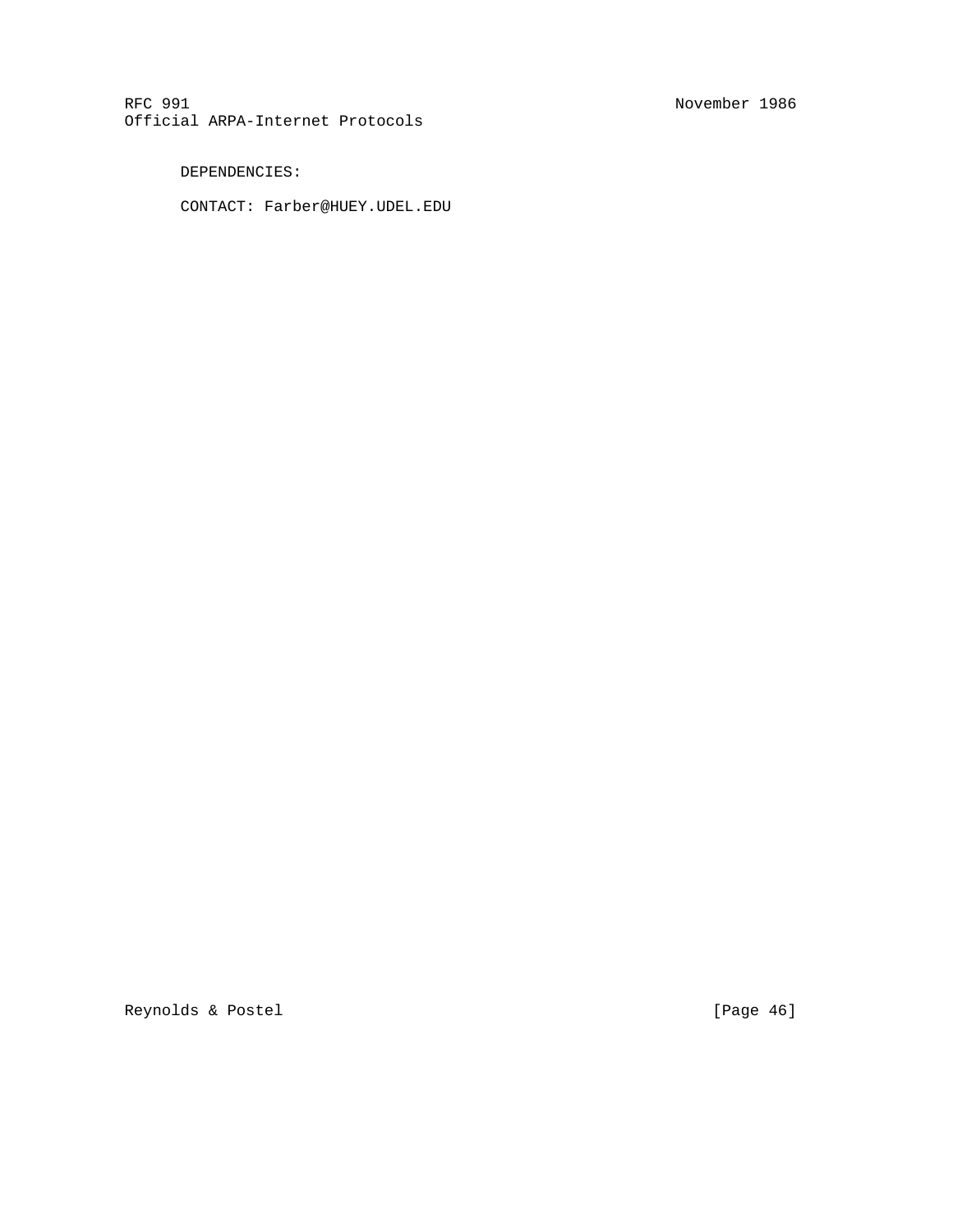DEPENDENCIES:

CONTACT: Farber@HUEY.UDEL.EDU